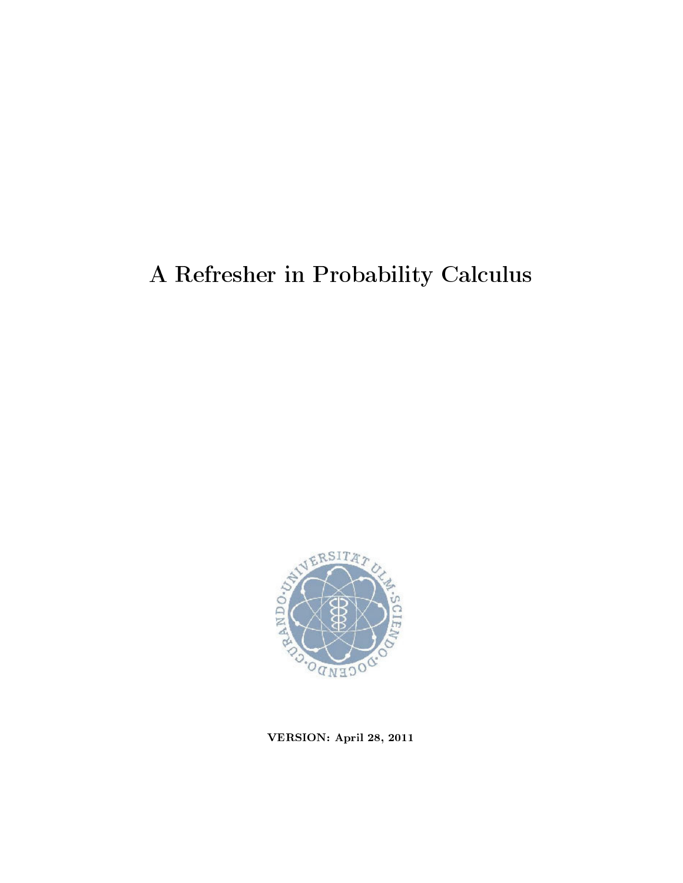# A Refresher in Probability Calculus

**VERSION: April 28, 2011**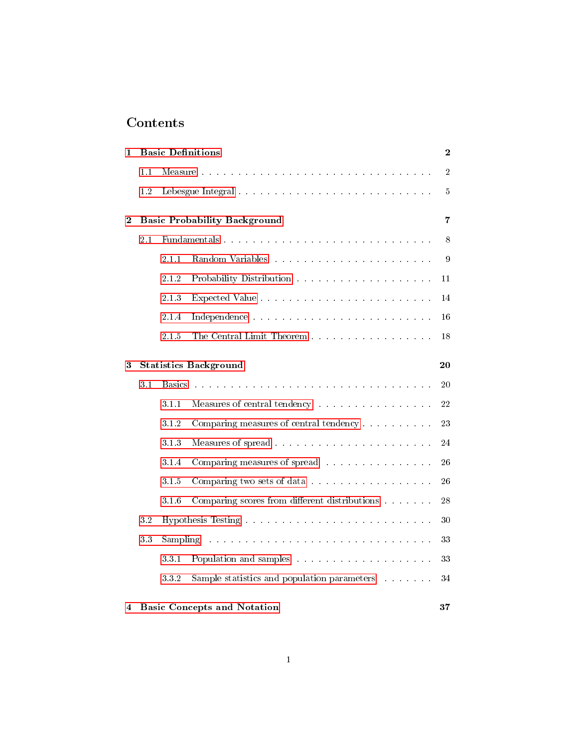# Contents

**1 Basic Definitions** **2**

- 1.1 Measure . . . . . . . . . . . . . . . . . . . . . . . . . . . . . . . 2
- 1.2 Lebesgue Integral . . . . . . . . . . . . . . . . . . . . . . . . . . 5

**2 Basic Probability Background** **7**

- 2.1 Fundamentals . . . . . . . . . . . . . . . . . . . . . . . . . . . . 8
  - 2.1.1 Random Variables . . . . . . . . . . . . . . . . . . . . . . 9
  - 2.1.2 Probability Distribution . . . . . . . . . . . . . . . . . . . 11
  - 2.1.3 Expected Value . . . . . . . . . . . . . . . . . . . . . . . 14
  - 2.1.4 Independence . . . . . . . . . . . . . . . . . . . . . . . . 16
  - 2.1.5 The Central Limit Theorem . . . . . . . . . . . . . . . . . 18

**3 Statistics Background** **20**

- 3.1 Basics . . . . . . . . . . . . . . . . . . . . . . . . . . . . . . . . 20
  - 3.1.1 Measures of central tendency . . . . . . . . . . . . . . . . 22
  - 3.1.2 Comparing measures of central tendency . . . . . . . . . . 23
  - 3.1.3 Measures of spread . . . . . . . . . . . . . . . . . . . . . 24
  - 3.1.4 Comparing measures of spread . . . . . . . . . . . . . . . 26
  - 3.1.5 Comparing two sets of data . . . . . . . . . . . . . . . . . 26
  - 3.1.6 Comparing scores from different distributions . . . . . . . 28
- 3.2 Hypothesis Testing . . . . . . . . . . . . . . . . . . . . . . . . . 30
- 3.3 Sampling . . . . . . . . . . . . . . . . . . . . . . . . . . . . . . 33
  - 3.3.1 Population and samples . . . . . . . . . . . . . . . . . . . 33
  - 3.3.2 Sample statistics and population parameters . . . . . . . 34

**4 Basic Concepts and Notation** **37**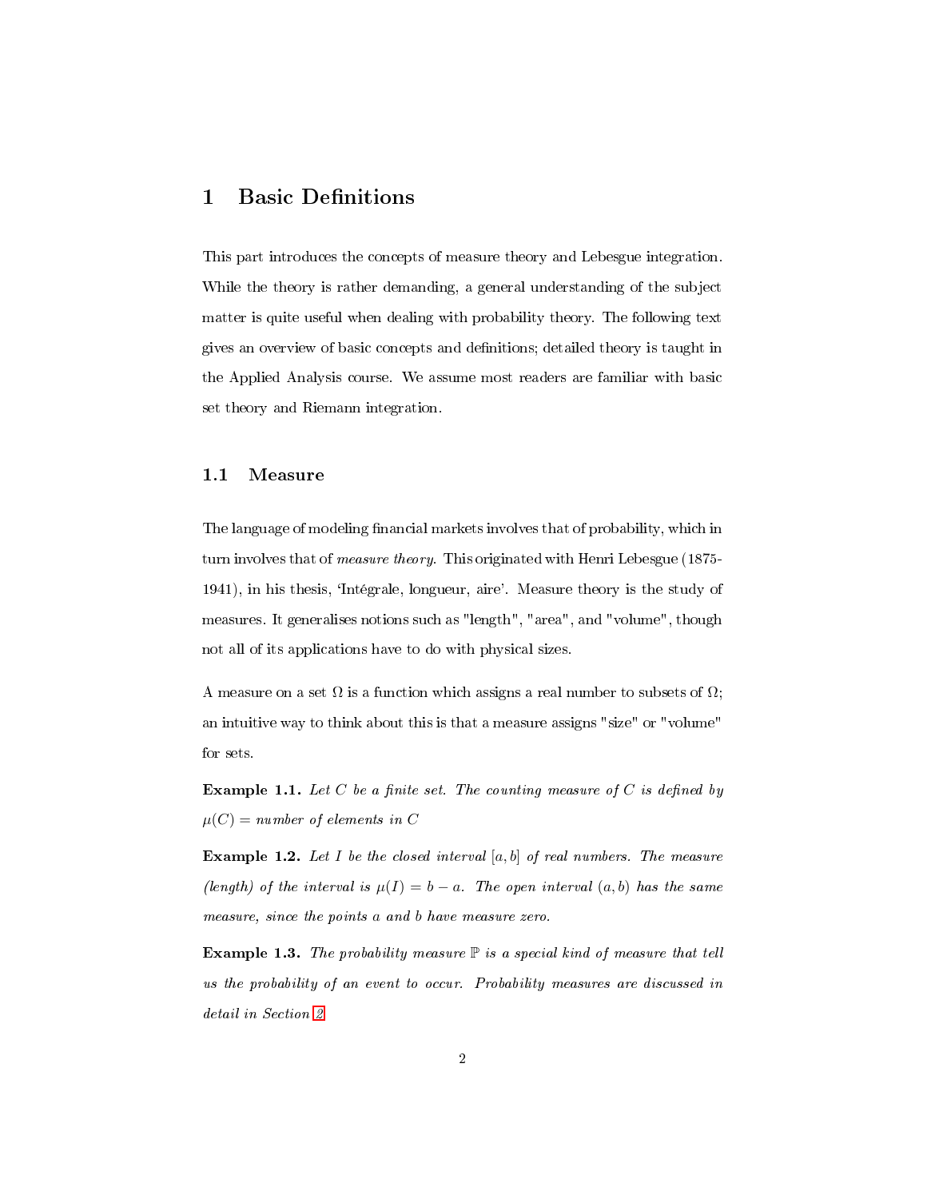# 1 Basic Definitions

This part introduces the concepts of measure theory and Lebesgue integration. While the theory is rather demanding, a general understanding of the subject matter is quite useful when dealing with probability theory. The following text gives an overview of basic concepts and definitions; detailed theory is taught in the Applied Analysis course. We assume most readers are familiar with basic set theory and Riemann integration.

## 1.1 Measure

The language of modeling financial markets involves that of probability, which in turn involves that of *measure theory*. This originated with Henri Lebesgue (1875-1941), in his thesis, 'Intégrale, longueur, aire'. Measure theory is the study of measures. It generalises notions such as "length", "area", and "volume", though not all of its applications have to do with physical sizes.

A measure on a set $\Omega$ is a function which assigns a real number to subsets of $\Omega$; an intuitive way to think about this is that a measure assigns "size" or "volume" for sets.

**Example 1.1.** *Let $C$ be a finite set. The counting measure of $C$ is defined by $\mu(C)$ = number of elements in $C$*

**Example 1.2.** *Let $I$ be the closed interval $[a, b]$ of real numbers. The measure (length) of the interval is $\mu(I) = b - a$. The open interval $(a, b)$ has the same measure, since the points $a$ and $b$ have measure zero.*

**Example 1.3.** *The probability measure $\mathbb{P}$ is a special kind of measure that tell us the probability of an event to occur. Probability measures are discussed in detail in Section 2.*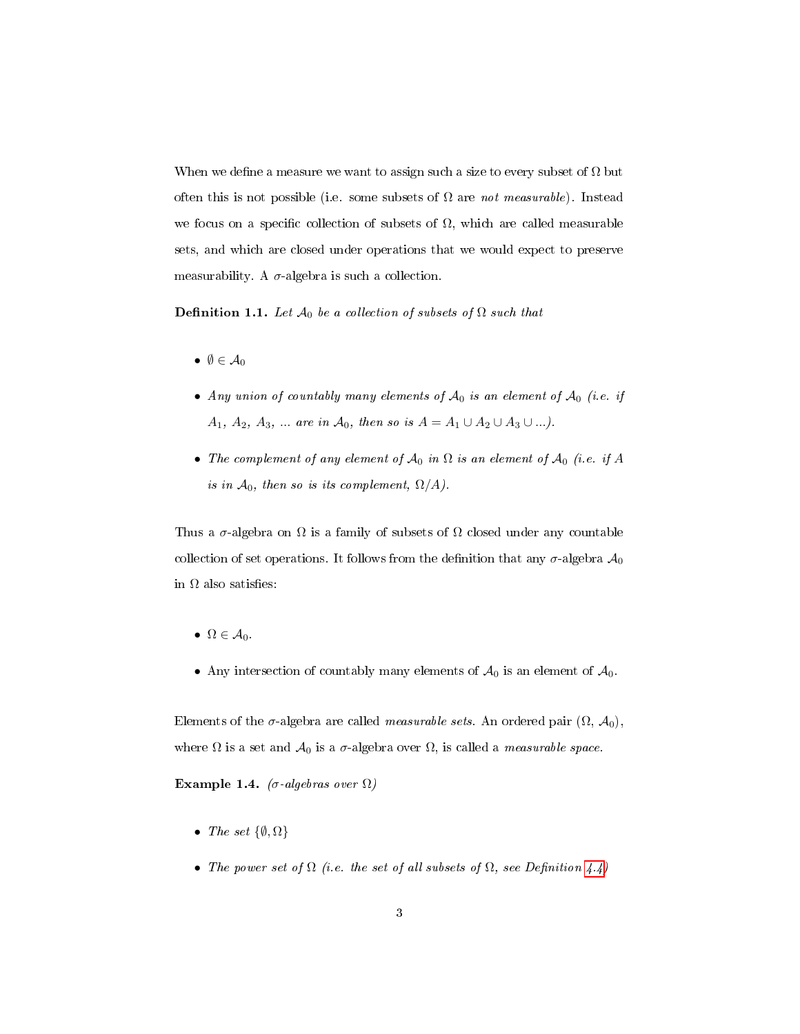When we define a measure we want to assign such a size to every subset of $\Omega$ but often this is not possible (i.e. some subsets of $\Omega$ are *not measurable*). Instead we focus on a specific collection of subsets of $\Omega$, which are called measurable sets, and which are closed under operations that we would expect to preserve measurability. A $\sigma$-algebra is such a collection.

**Definition 1.1.** *Let $\mathcal{A}_0$ be a collection of subsets of $\Omega$ such that*

- $\emptyset \in \mathcal{A}_0$
- *Any union of countably many elements of $\mathcal{A}_0$ is an element of $\mathcal{A}_0$ (i.e. if $A_1$, $A_2$, $A_3$, ... are in $\mathcal{A}_0$, then so is $A = A_1 \cup A_2 \cup A_3 \cup ...$).*
- *The complement of any element of $\mathcal{A}_0$ in $\Omega$ is an element of $\mathcal{A}_0$ (i.e. if $A$ is in $\mathcal{A}_0$, then so is its complement, $\Omega/A$).*

Thus a $\sigma$-algebra on $\Omega$ is a family of subsets of $\Omega$ closed under any countable collection of set operations. It follows from the definition that any $\sigma$-algebra $\mathcal{A}_0$ in $\Omega$ also satisfies:

- $\Omega \in \mathcal{A}_0$.
- Any intersection of countably many elements of $\mathcal{A}_0$ is an element of $\mathcal{A}_0$.

Elements of the $\sigma$-algebra are called *measurable sets*. An ordered pair $(\Omega, \mathcal{A}_0)$, where $\Omega$ is a set and $\mathcal{A}_0$ is a $\sigma$-algebra over $\Omega$, is called a *measurable space*.

**Example 1.4.** *($\sigma$-algebras over $\Omega$)*

- *The set $\{\emptyset, \Omega\}$*
- *The power set of $\Omega$ (i.e. the set of all subsets of $\Omega$, see Definition 4.4)*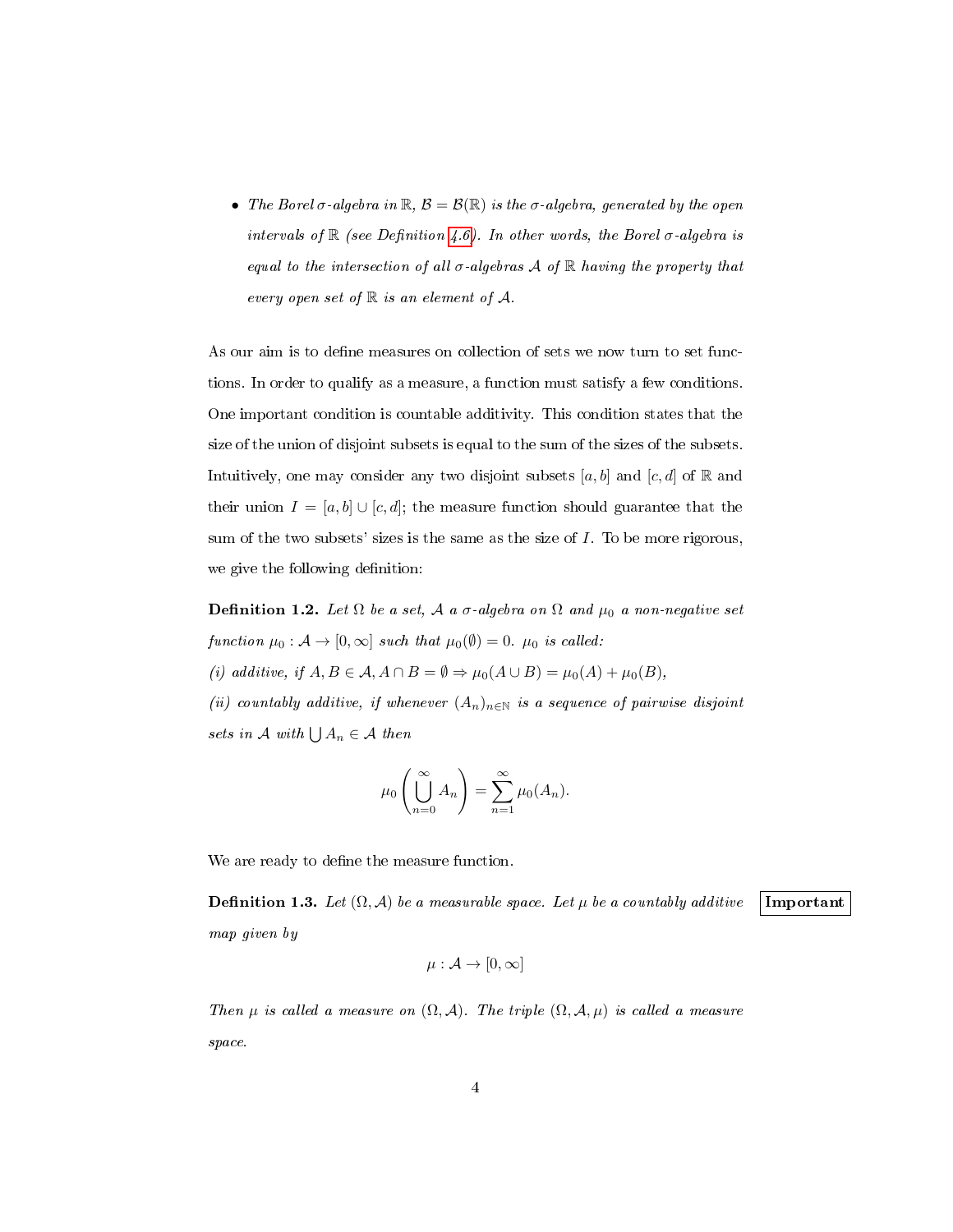- *The Borel $\sigma$-algebra in $\mathbb{R}$, $\mathcal{B} = \mathcal{B}(\mathbb{R})$ is the $\sigma$-algebra, generated by the open intervals of $\mathbb{R}$ (see Definition 4.6). In other words, the Borel $\sigma$-algebra is equal to the intersection of all $\sigma$-algebras $\mathcal{A}$ of $\mathbb{R}$ having the property that every open set of $\mathbb{R}$ is an element of $\mathcal{A}$.*

As our aim is to define measures on collection of sets we now turn to set functions. In order to qualify as a measure, a function must satisfy a few conditions. One important condition is countable additivity. This condition states that the size of the union of disjoint subsets is equal to the sum of the sizes of the subsets. Intuitively, one may consider any two disjoint subsets $[a, b]$ and $[c, d]$ of $\mathbb{R}$ and their union $I = [a, b] \cup [c, d]$; the measure function should guarantee that the sum of the two subsets' sizes is the same as the size of $I$. To be more rigorous, we give the following definition:

**Definition 1.2.** *Let $\Omega$ be a set, $\mathcal{A}$ a $\sigma$-algebra on $\Omega$ and $\mu_0$ a non-negative set function $\mu_0 : \mathcal{A} \to [0, \infty]$ such that $\mu_0(\emptyset) = 0$. $\mu_0$ is called:*
*(i) additive, if $A, B \in \mathcal{A}, A \cap B = \emptyset \Rightarrow \mu_0(A \cup B) = \mu_0(A) + \mu_0(B)$,*
*(ii) countably additive, if whenever $(A_n)_{n \in \mathbb{N}}$ is a sequence of pairwise disjoint sets in $\mathcal{A}$ with $\bigcup A_n \in \mathcal{A}$ then*

$$\mu_0\left(\bigcup_{n=0}^{\infty} A_n\right) = \sum_{n=1}^{\infty} \mu_0(A_n).$$

We are ready to define the measure function.

**Definition 1.3.** *Let $(\Omega, \mathcal{A})$ be a measurable space. Let $\mu$ be a countably additive map given by* **Important**

$$\mu : \mathcal{A} \to [0, \infty]$$

*Then $\mu$ is called a measure on $(\Omega, \mathcal{A})$. The triple $(\Omega, \mathcal{A}, \mu)$ is called a measure space.*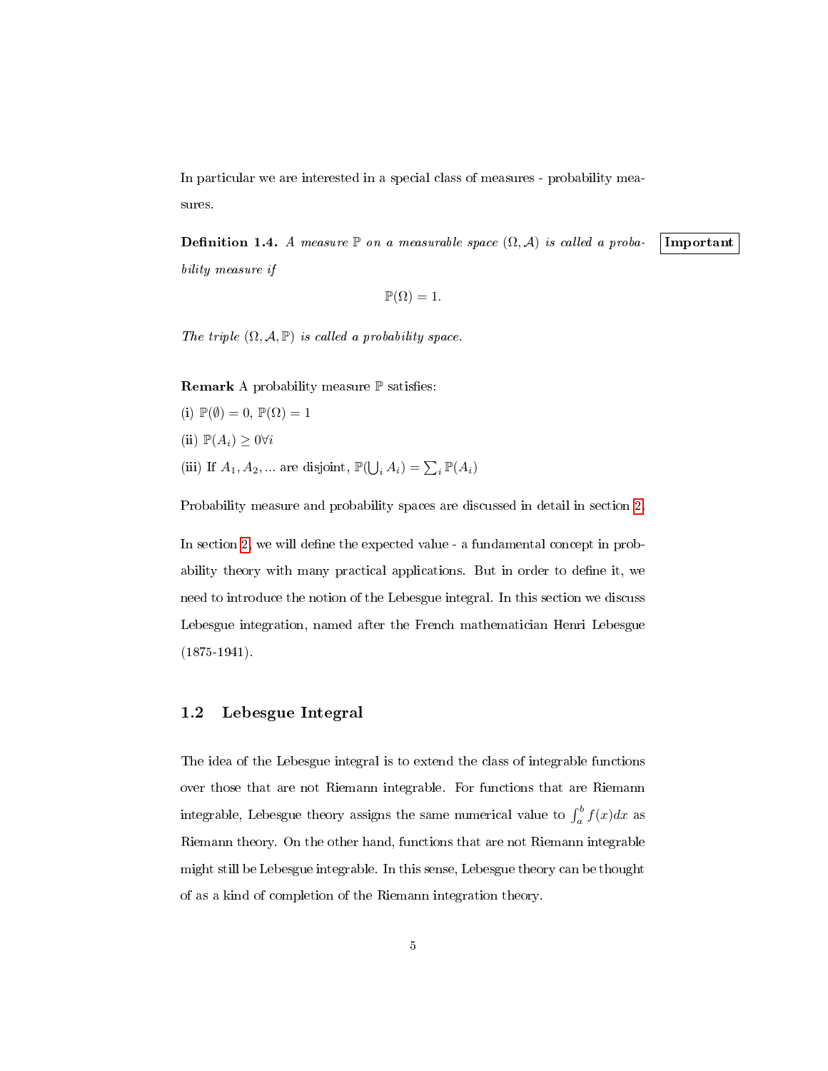In particular we are interested in a special class of measures - probability measures.

**Definition 1.4.** *A measure $\mathbb{P}$ on a measurable space $(\Omega, \mathcal{A})$ is called a probability measure if*

$$\mathbb{P}(\Omega) = 1.$$

*The triple $(\Omega, \mathcal{A}, \mathbb{P})$ is called a probability space.*

**Important**

**Remark** A probability measure $\mathbb{P}$ satisfies:

(i) $\mathbb{P}(\emptyset) = 0$, $\mathbb{P}(\Omega) = 1$

(ii) $\mathbb{P}(A_i) \geq 0 \forall i$

(iii) If $A_1, A_2, ...$ are disjoint, $\mathbb{P}(\bigcup_i A_i) = \sum_i \mathbb{P}(A_i)$

Probability measure and probability spaces are discussed in detail in section 2.

In section 2, we will define the expected value - a fundamental concept in probability theory with many practical applications. But in order to define it, we need to introduce the notion of the Lebesgue integral. In this section we discuss Lebesgue integration, named after the French mathematician Henri Lebesgue (1875-1941).

## 1.2 Lebesgue Integral

The idea of the Lebesgue integral is to extend the class of integrable functions over those that are not Riemann integrable. For functions that are Riemann integrable, Lebesgue theory assigns the same numerical value to $\int_a^b f(x)dx$ as Riemann theory. On the other hand, functions that are not Riemann integrable might still be Lebesgue integrable. In this sense, Lebesgue theory can be thought of as a kind of completion of the Riemann integration theory.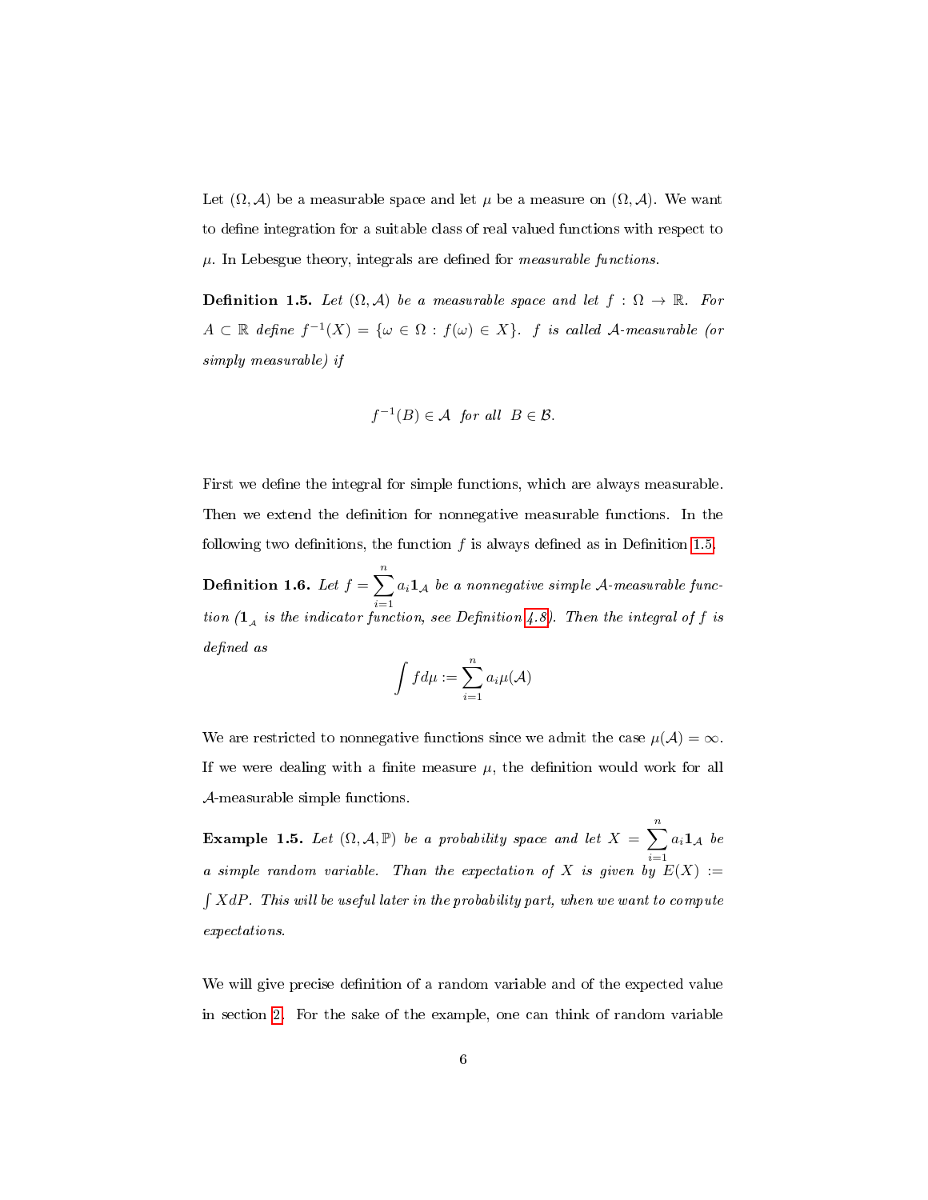Let $(\Omega, \mathcal{A})$ be a measurable space and let $\mu$ be a measure on $(\Omega, \mathcal{A})$. We want to define integration for a suitable class of real valued functions with respect to $\mu$. In Lebesgue theory, integrals are defined for *measurable functions*.

**Definition 1.5.** *Let $(\Omega, \mathcal{A})$ be a measurable space and let $f : \Omega \to \mathbb{R}$. For $A \subset \mathbb{R}$ define $f^{-1}(X) = \{\omega \in \Omega : f(\omega) \in X\}$. $f$ is called $\mathcal{A}$-measurable (or simply measurable) if*

$$f^{-1}(B) \in \mathcal{A} \text{ for all } B \in \mathcal{B}.$$

First we define the integral for simple functions, which are always measurable. Then we extend the definition for nonnegative measurable functions. In the following two definitions, the function $f$ is always defined as in Definition 1.5.

**Definition 1.6.** *Let $f = \sum_{i=1}^{n} a_i \mathbf{1}_{\mathcal{A}}$ be a nonnegative simple $\mathcal{A}$-measurable function ($\mathbf{1}_{\mathcal{A}}$ is the indicator function, see Definition 4.8). Then the integral of $f$ is defined as*

$$\int f d\mu := \sum_{i=1}^{n} a_i \mu(\mathcal{A})$$

We are restricted to nonnegative functions since we admit the case $\mu(\mathcal{A}) = \infty$. If we were dealing with a finite measure $\mu$, the definition would work for all $\mathcal{A}$-measurable simple functions.

**Example 1.5.** *Let $(\Omega, \mathcal{A}, \mathbb{P})$ be a probability space and let $X = \sum_{i=1}^{n} a_i \mathbf{1}_{\mathcal{A}}$ be a simple random variable. Than the expectation of $X$ is given by $E(X) := \int X dP$. This will be useful later in the probability part, when we want to compute expectations.*

We will give precise definition of a random variable and of the expected value in section 2. For the sake of the example, one can think of random variable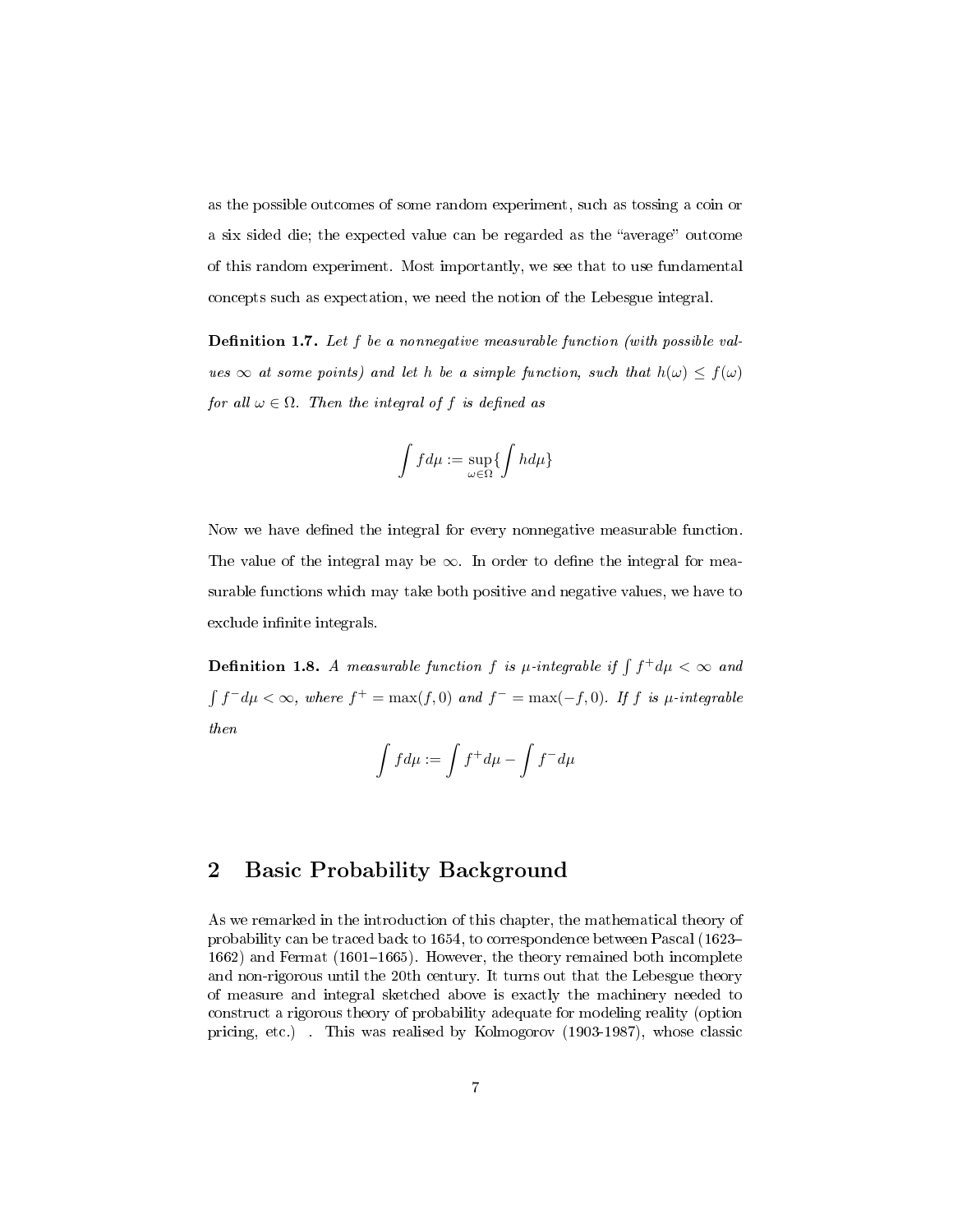as the possible outcomes of some random experiment, such as tossing a coin or a six sided die; the expected value can be regarded as the "average" outcome of this random experiment. Most importantly, we see that to use fundamental concepts such as expectation, we need the notion of the Lebesgue integral.

**Definition 1.7.** *Let $f$ be a nonnegative measurable function (with possible values $\infty$ at some points) and let $h$ be a simple function, such that $h(\omega) \leq f(\omega)$ for all $\omega \in \Omega$. Then the integral of $f$ is defined as*

$$\int f d\mu := \sup_{\omega \in \Omega} \{ \int h d\mu \}$$

Now we have defined the integral for every nonnegative measurable function. The value of the integral may be $\infty$. In order to define the integral for measurable functions which may take both positive and negative values, we have to exclude infinite integrals.

**Definition 1.8.** *A measurable function $f$ is $\mu$-integrable if $\int f^+ d\mu < \infty$ and $\int f^- d\mu < \infty$, where $f^+ = \max(f, 0)$ and $f^- = \max(-f, 0)$. If $f$ is $\mu$-integrable then*

$$\int f d\mu := \int f^+ d\mu - \int f^- d\mu$$

## 2 Basic Probability Background

As we remarked in the introduction of this chapter, the mathematical theory of probability can be traced back to 1654, to correspondence between Pascal (1623–1662) and Fermat (1601–1665). However, the theory remained both incomplete and non-rigorous until the 20th century. It turns out that the Lebesgue theory of measure and integral sketched above is exactly the machinery needed to construct a rigorous theory of probability adequate for modeling reality (option pricing, etc.) . This was realised by Kolmogorov (1903-1987), whose classic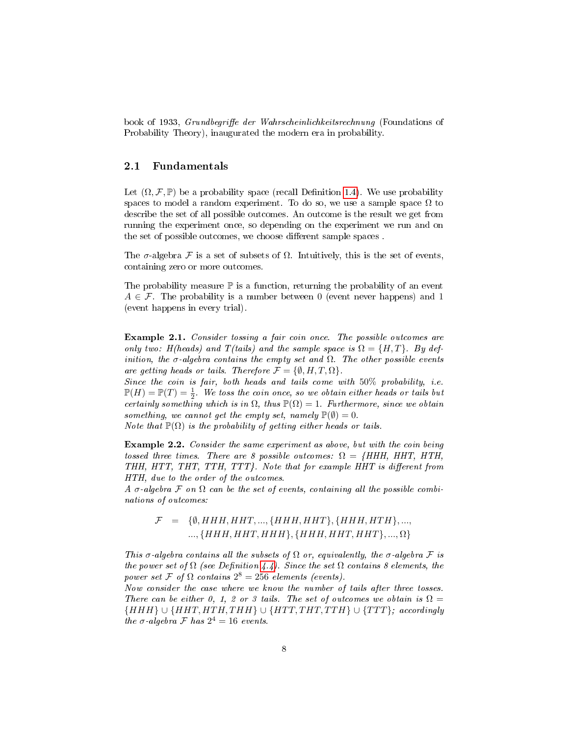book of 1933, *Grundbegriffe der Wahrscheinlichkeitsrechnung* (Foundations of Probability Theory), inaugurated the modern era in probability.

## 2.1 Fundamentals

Let $(\Omega, \mathcal{F}, \mathbb{P})$ be a probability space (recall Definition 1.4). We use probability spaces to model a random experiment. To do so, we use a sample space $\Omega$ to describe the set of all possible outcomes. An outcome is the result we get from running the experiment once, so depending on the experiment we run and on the set of possible outcomes, we choose different sample spaces .

The $\sigma$-algebra $\mathcal{F}$ is a set of subsets of $\Omega$. Intuitively, this is the set of events, containing zero or more outcomes.

The probability measure $\mathbb{P}$ is a function, returning the probability of an event $A \in \mathcal{F}$. The probability is a number between 0 (event never happens) and 1 (event happens in every trial).

**Example 2.1.** *Consider tossing a fair coin once. The possible outcomes are only two: H(heads) and T(tails) and the sample space is $\Omega = \{H, T\}$. By definition, the $\sigma$-algebra contains the empty set and $\Omega$. The other possible events are getting heads or tails. Therefore $\mathcal{F} = \{\emptyset, H, T, \Omega\}$.*
*Since the coin is fair, both heads and tails come with 50% probability, i.e. $\mathbb{P}(H) = \mathbb{P}(T) = \frac{1}{2}$. We toss the coin once, so we obtain either heads or tails but certainly something which is in $\Omega$, thus $\mathbb{P}(\Omega) = 1$. Furthermore, since we obtain something, we cannot get the empty set, namely $\mathbb{P}(\emptyset) = 0$.*
*Note that $\mathbb{P}(\Omega)$ is the probability of getting either heads or tails.*

**Example 2.2.** *Consider the same experiment as above, but with the coin being tossed three times. There are 8 possible outcomes: $\Omega$ = {HHH, HHT, HTH, THH, HTT, THT, TTH, TTT}. Note that for example HHT is different from HTH, due to the order of the outcomes.*
*A $\sigma$-algebra $\mathcal{F}$ on $\Omega$ can be the set of events, containing all the possible combinations of outcomes:*

$$
\begin{aligned}
\mathcal{F} \;=\; & \{\emptyset, HHH, HHT, ..., \{HHH, HHT\}, \{HHH, HTH\}, ..., \\
& ..., \{HHH, HHT, HHH\}, \{HHH, HHT, HHT\}, ..., \Omega\}
\end{aligned}
$$

*This $\sigma$-algebra contains all the subsets of $\Omega$ or, equivalently, the $\sigma$-algebra $\mathcal{F}$ is the power set of $\Omega$ (see Definition 4.4). Since the set $\Omega$ contains 8 elements, the power set $\mathcal{F}$ of $\Omega$ contains $2^8 = 256$ elements (events).*
*Now consider the case where we know the number of tails after three tosses. There can be either 0, 1, 2 or 3 tails. The set of outcomes we obtain is $\Omega = \{HHH\} \cup \{HHT, HTH, THH\} \cup \{HTT, THT, TTH\} \cup \{TTT\}$; accordingly the $\sigma$-algebra $\mathcal{F}$ has $2^4 = 16$ events.*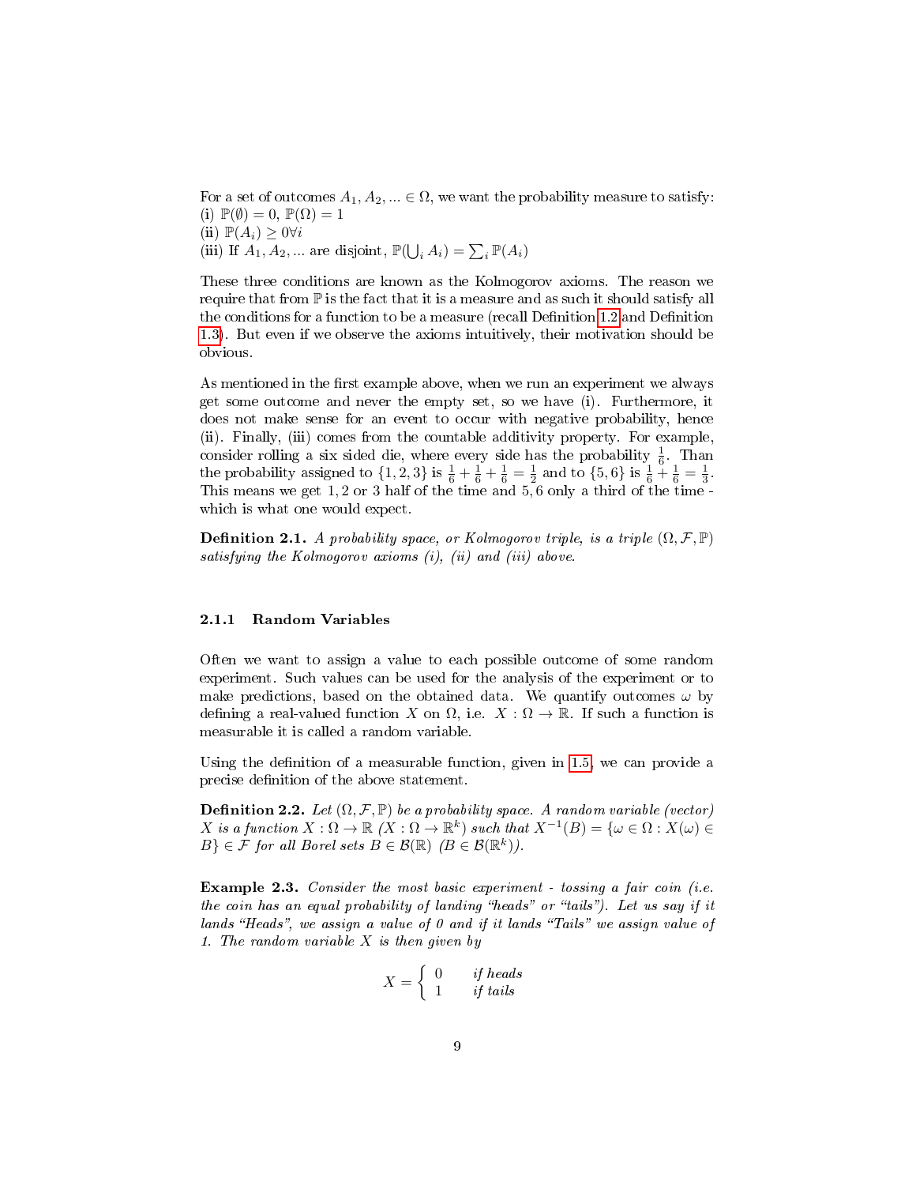For a set of outcomes $A_1, A_2, ... \in \Omega$, we want the probability measure to satisfy:
(i) $\mathbb{P}(\emptyset) = 0$, $\mathbb{P}(\Omega) = 1$
(ii) $\mathbb{P}(A_i) \geq 0 \forall i$
(iii) If $A_1, A_2, ...$ are disjoint, $\mathbb{P}(\bigcup_i A_i) = \sum_i \mathbb{P}(A_i)$

These three conditions are known as the Kolmogorov axioms. The reason we require that from $\mathbb{P}$ is the fact that it is a measure and as such it should satisfy all the conditions for a function to be a measure (recall Definition 1.2 and Definition 1.3). But even if we observe the axioms intuitively, their motivation should be obvious.

As mentioned in the first example above, when we run an experiment we always get some outcome and never the empty set, so we have (i). Furthermore, it does not make sense for an event to occur with negative probability, hence (ii). Finally, (iii) comes from the countable additivity property. For example, consider rolling a six sided die, where every side has the probability $\frac{1}{6}$. Than the probability assigned to $\{1, 2, 3\}$ is $\frac{1}{6} + \frac{1}{6} + \frac{1}{6} = \frac{1}{2}$ and to $\{5, 6\}$ is $\frac{1}{6} + \frac{1}{6} = \frac{1}{3}$. This means we get $1, 2$ or $3$ half of the time and $5, 6$ only a third of the time - which is what one would expect.

**Definition 2.1.** *A probability space, or Kolmogorov triple, is a triple $(\Omega, \mathcal{F}, \mathbb{P})$ satisfying the Kolmogorov axioms (i), (ii) and (iii) above.*

### 2.1.1 Random Variables

Often we want to assign a value to each possible outcome of some random experiment. Such values can be used for the analysis of the experiment or to make predictions, based on the obtained data. We quantify outcomes $\omega$ by defining a real-valued function $X$ on $\Omega$, i.e. $X : \Omega \to \mathbb{R}$. If such a function is measurable it is called a random variable.

Using the definition of a measurable function, given in 1.5, we can provide a precise definition of the above statement.

**Definition 2.2.** *Let $(\Omega, \mathcal{F}, \mathbb{P})$ be a probability space. A random variable (vector) $X$ is a function $X : \Omega \to \mathbb{R}$ ($X : \Omega \to \mathbb{R}^k$) such that $X^{-1}(B) = \{\omega \in \Omega : X(\omega) \in B\} \in \mathcal{F}$ for all Borel sets $B \in \mathcal{B}(\mathbb{R})$ ($B \in \mathcal{B}(\mathbb{R}^k)$).*

**Example 2.3.** *Consider the most basic experiment - tossing a fair coin (i.e. the coin has an equal probability of landing "heads" or "tails"). Let us say if it lands "Heads", we assign a value of 0 and if it lands "Tails" we assign value of 1. The random variable $X$ is then given by*

$$X = \begin{cases} 0 & \text{if heads} \\ 1 & \text{if tails} \end{cases}$$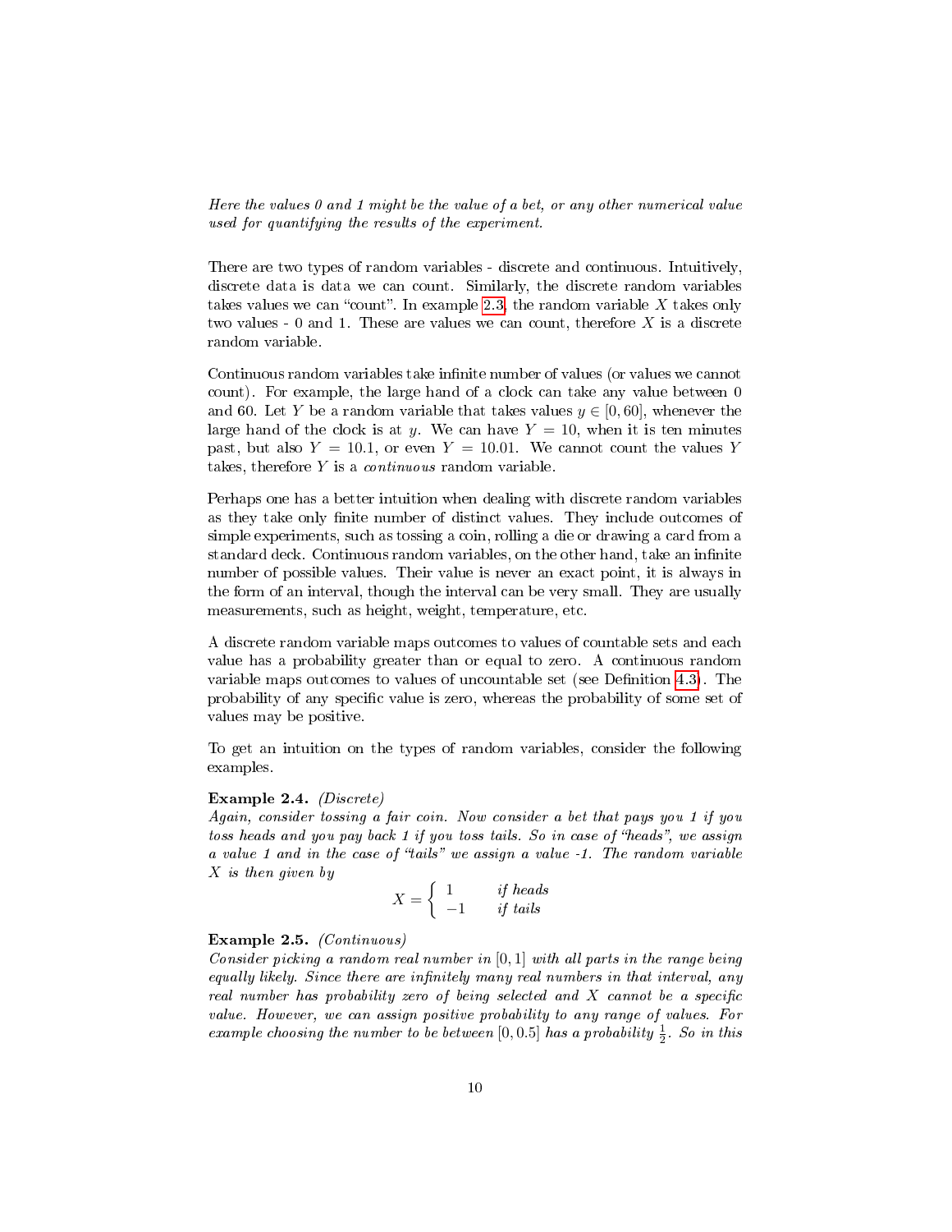*Here the values 0 and 1 might be the value of a bet, or any other numerical value used for quantifying the results of the experiment.*

There are two types of random variables - discrete and continuous. Intuitively, discrete data is data we can count. Similarly, the discrete random variables takes values we can "count". In example 2.3, the random variable $X$ takes only two values - 0 and 1. These are values we can count, therefore $X$ is a discrete random variable.

Continuous random variables take infinite number of values (or values we cannot count). For example, the large hand of a clock can take any value between 0 and 60. Let $Y$ be a random variable that takes values $y \in [0, 60]$, whenever the large hand of the clock is at $y$. We can have $Y = 10$, when it is ten minutes past, but also $Y = 10.1$, or even $Y = 10.01$. We cannot count the values $Y$ takes, therefore $Y$ is a *continuous* random variable.

Perhaps one has a better intuition when dealing with discrete random variables as they take only finite number of distinct values. They include outcomes of simple experiments, such as tossing a coin, rolling a die or drawing a card from a standard deck. Continuous random variables, on the other hand, take an infinite number of possible values. Their value is never an exact point, it is always in the form of an interval, though the interval can be very small. They are usually measurements, such as height, weight, temperature, etc.

A discrete random variable maps outcomes to values of countable sets and each value has a probability greater than or equal to zero. A continuous random variable maps outcomes to values of uncountable set (see Definition 4.3). The probability of any specific value is zero, whereas the probability of some set of values may be positive.

To get an intuition on the types of random variables, consider the following examples.

**Example 2.4.** *(Discrete)*
*Again, consider tossing a fair coin. Now consider a bet that pays you 1 if you toss heads and you pay back 1 if you toss tails. So in case of "heads", we assign a value 1 and in the case of "tails" we assign a value -1. The random variable $X$ is then given by*

$$X = \begin{cases} 1 & \text{if heads} \\ -1 & \text{if tails} \end{cases}$$

**Example 2.5.** *(Continuous)*
*Consider picking a random real number in $[0, 1]$ with all parts in the range being equally likely. Since there are infinitely many real numbers in that interval, any real number has probability zero of being selected and $X$ cannot be a specific value. However, we can assign positive probability to any range of values. For example choosing the number to be between $[0, 0.5]$ has a probability $\frac{1}{2}$. So in this*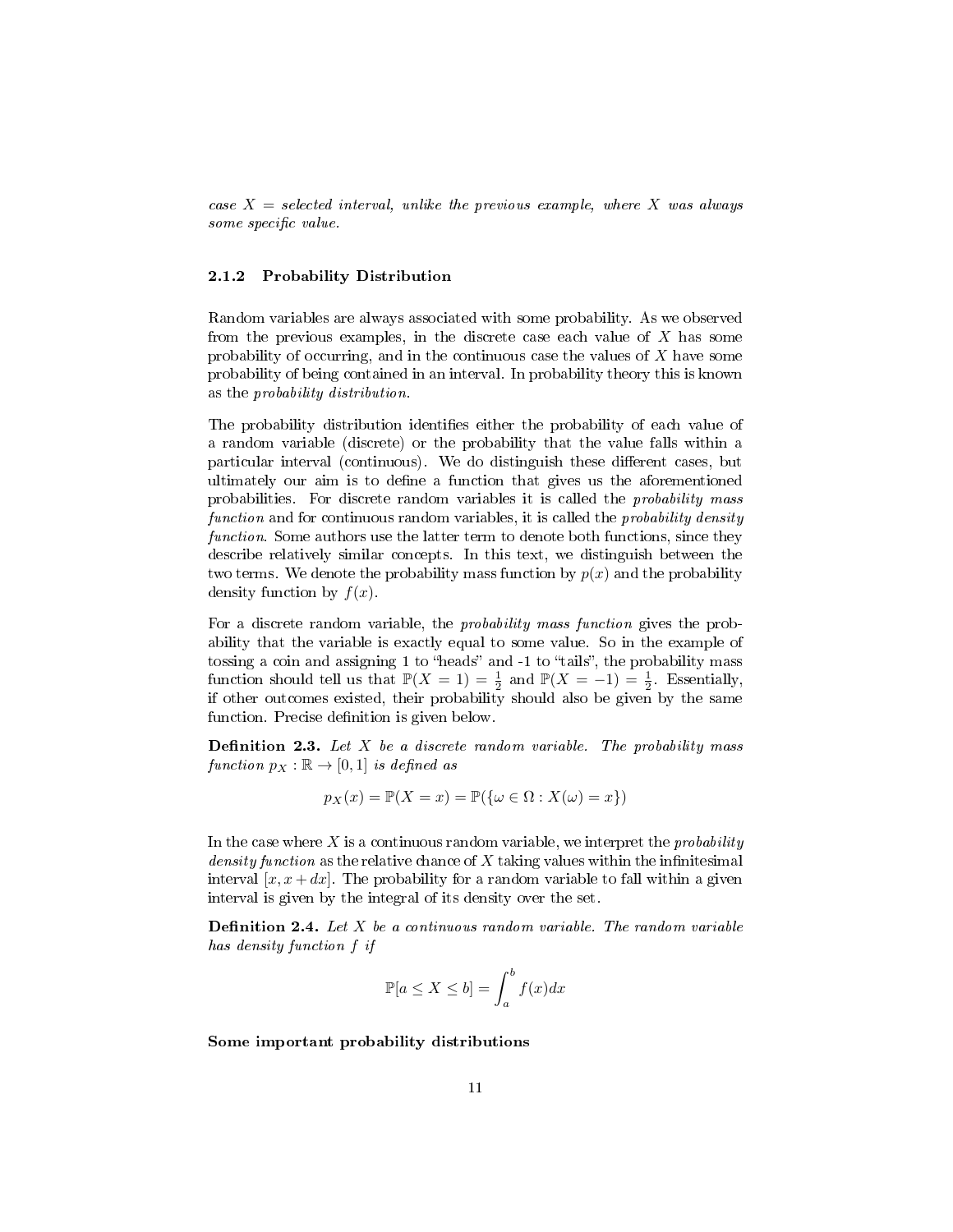*case $X$ = selected interval, unlike the previous example, where $X$ was always some specific value.*

### 2.1.2 Probability Distribution

Random variables are always associated with some probability. As we observed from the previous examples, in the discrete case each value of $X$ has some probability of occurring, and in the continuous case the values of $X$ have some probability of being contained in an interval. In probability theory this is known as the *probability distribution*.

The probability distribution identifies either the probability of each value of a random variable (discrete) or the probability that the value falls within a particular interval (continuous). We do distinguish these different cases, but ultimately our aim is to define a function that gives us the aforementioned probabilities. For discrete random variables it is called the *probability mass function* and for continuous random variables, it is called the *probability density function*. Some authors use the latter term to denote both functions, since they describe relatively similar concepts. In this text, we distinguish between the two terms. We denote the probability mass function by $p(x)$ and the probability density function by $f(x)$.

For a discrete random variable, the *probability mass function* gives the probability that the variable is exactly equal to some value. So in the example of tossing a coin and assigning 1 to "heads" and -1 to "tails", the probability mass function should tell us that $\mathbb{P}(X = 1) = \frac{1}{2}$ and $\mathbb{P}(X = -1) = \frac{1}{2}$. Essentially, if other outcomes existed, their probability should also be given by the same function. Precise definition is given below.

**Definition 2.3.** *Let $X$ be a discrete random variable. The probability mass function $p_X : \mathbb{R} \to [0, 1]$ is defined as*

$$p_X(x) = \mathbb{P}(X = x) = \mathbb{P}(\{\omega \in \Omega : X(\omega) = x\})$$

In the case where $X$ is a continuous random variable, we interpret the *probability density function* as the relative chance of $X$ taking values within the infinitesimal interval $[x, x + dx]$. The probability for a random variable to fall within a given interval is given by the integral of its density over the set.

**Definition 2.4.** *Let $X$ be a continuous random variable. The random variable has density function $f$ if*

$$\mathbb{P}[a \leq X \leq b] = \int_a^b f(x)dx$$

**Some important probability distributions**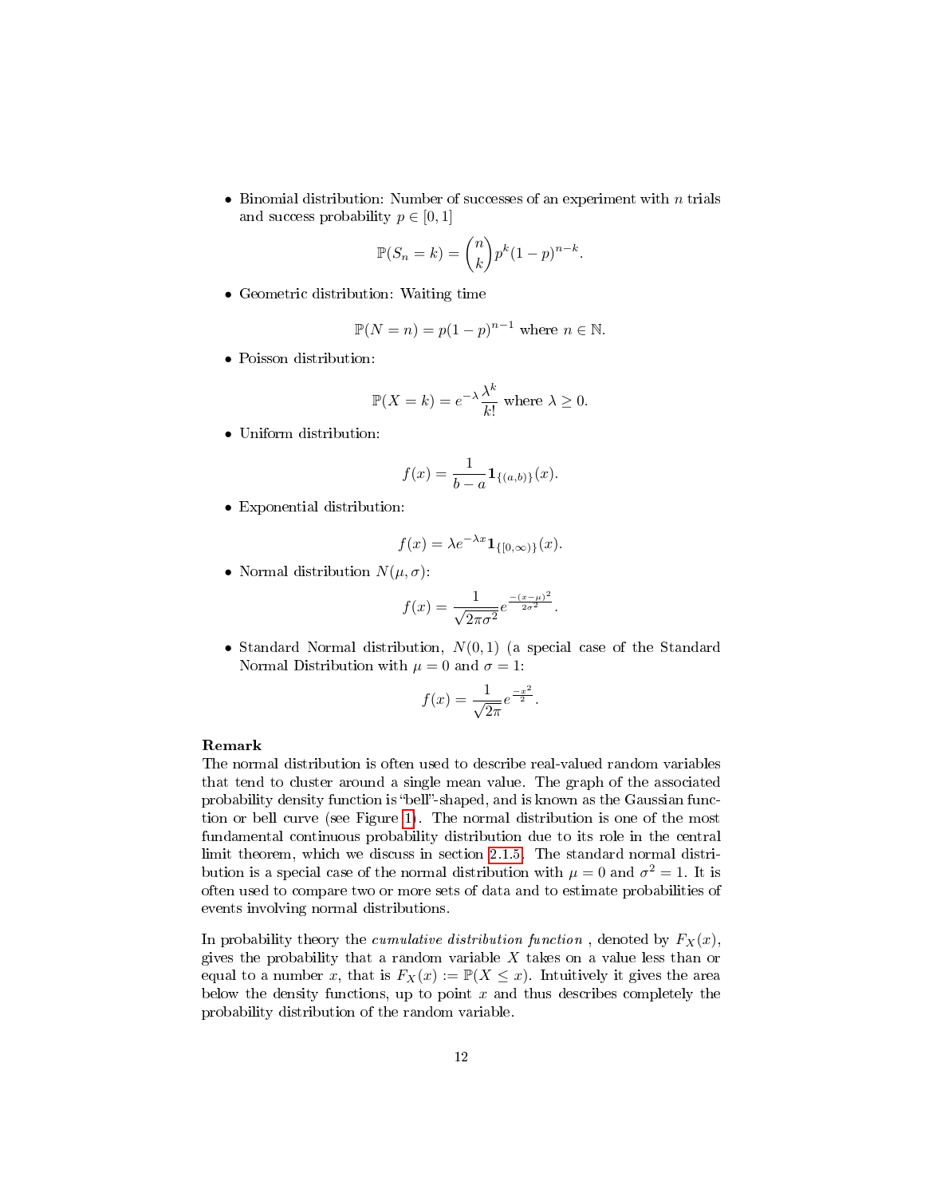- Binomial distribution: Number of successes of an experiment with $n$ trials and success probability $p \in [0,1]$

$$\mathbb{P}(S_n = k) = \binom{n}{k} p^k (1-p)^{n-k}.$$

- Geometric distribution: Waiting time

$$\mathbb{P}(N = n) = p(1-p)^{n-1} \text{ where } n \in \mathbb{N}.$$

- Poisson distribution:

$$\mathbb{P}(X = k) = e^{-\lambda} \frac{\lambda^k}{k!} \text{ where } \lambda \geq 0.$$

- Uniform distribution:

$$f(x) = \frac{1}{b-a} \mathbf{1}_{\{(a,b)\}}(x).$$

- Exponential distribution:

$$f(x) = \lambda e^{-\lambda x} \mathbf{1}_{\{[0,\infty)\}}(x).$$

- Normal distribution $N(\mu, \sigma)$:

$$f(x) = \frac{1}{\sqrt{2\pi\sigma^2}} e^{\frac{-(x-\mu)^2}{2\sigma^2}}.$$

- Standard Normal distribution, $N(0,1)$ (a special case of the Standard Normal Distribution with $\mu = 0$ and $\sigma = 1$:

$$f(x) = \frac{1}{\sqrt{2\pi}} e^{\frac{-x^2}{2}}.$$

**Remark**

The normal distribution is often used to describe real-valued random variables that tend to cluster around a single mean value. The graph of the associated probability density function is "bell"-shaped, and is known as the Gaussian function or bell curve (see Figure 1). The normal distribution is one of the most fundamental continuous probability distribution due to its role in the central limit theorem, which we discuss in section 2.1.5. The standard normal distribution is a special case of the normal distribution with $\mu = 0$ and $\sigma^2 = 1$. It is often used to compare two or more sets of data and to estimate probabilities of events involving normal distributions.

In probability theory the *cumulative distribution function* , denoted by $F_X(x)$, gives the probability that a random variable $X$ takes on a value less than or equal to a number $x$, that is $F_X(x) := \mathbb{P}(X \leq x)$. Intuitively it gives the area below the density functions, up to point $x$ and thus describes completely the probability distribution of the random variable.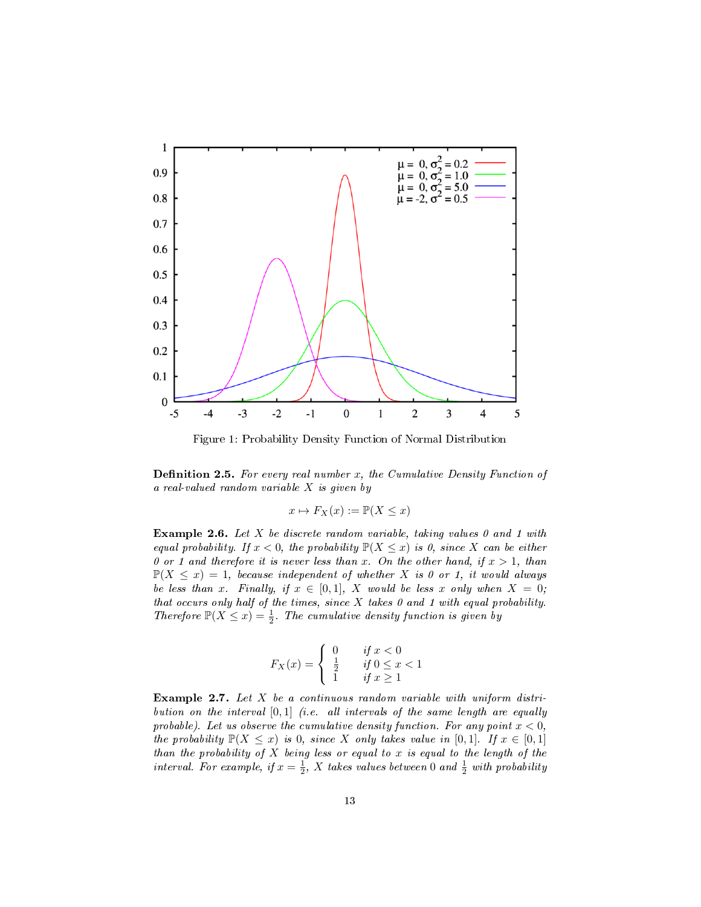Figure 1: Probability Density Function of Normal Distribution

**Definition 2.5.** *For every real number $x$, the Cumulative Density Function of a real-valued random variable $X$ is given by*

$$x \mapsto F_X(x) := \mathbb{P}(X \leq x)$$

**Example 2.6.** *Let $X$ be discrete random variable, taking values 0 and 1 with equal probability. If $x < 0$, the probability $\mathbb{P}(X \leq x)$ is 0, since $X$ can be either 0 or 1 and therefore it is never less than $x$. On the other hand, if $x > 1$, than $\mathbb{P}(X \leq x) = 1$, because independent of whether $X$ is 0 or 1, it would always be less than $x$. Finally, if $x \in [0, 1]$, $X$ would be less $x$ only when $X = 0$; that occurs only half of the times, since $X$ takes 0 and 1 with equal probability. Therefore $\mathbb{P}(X \leq x) = \frac{1}{2}$. The cumulative density function is given by*

$$F_X(x) = \begin{cases} 0 & \text{if } x < 0 \\ \frac{1}{2} & \text{if } 0 \leq x < 1 \\ 1 & \text{if } x \geq 1 \end{cases}$$

**Example 2.7.** *Let $X$ be a continuous random variable with uniform distribution on the interval $[0, 1]$ (i.e. all intervals of the same length are equally probable). Let us observe the cumulative density function. For any point $x < 0$, the probability $\mathbb{P}(X \leq x)$ is 0, since $X$ only takes value in $[0, 1]$. If $x \in [0, 1]$ than the probability of $X$ being less or equal to $x$ is equal to the length of the interval. For example, if $x = \frac{1}{2}$, $X$ takes values between 0 and $\frac{1}{2}$ with probability*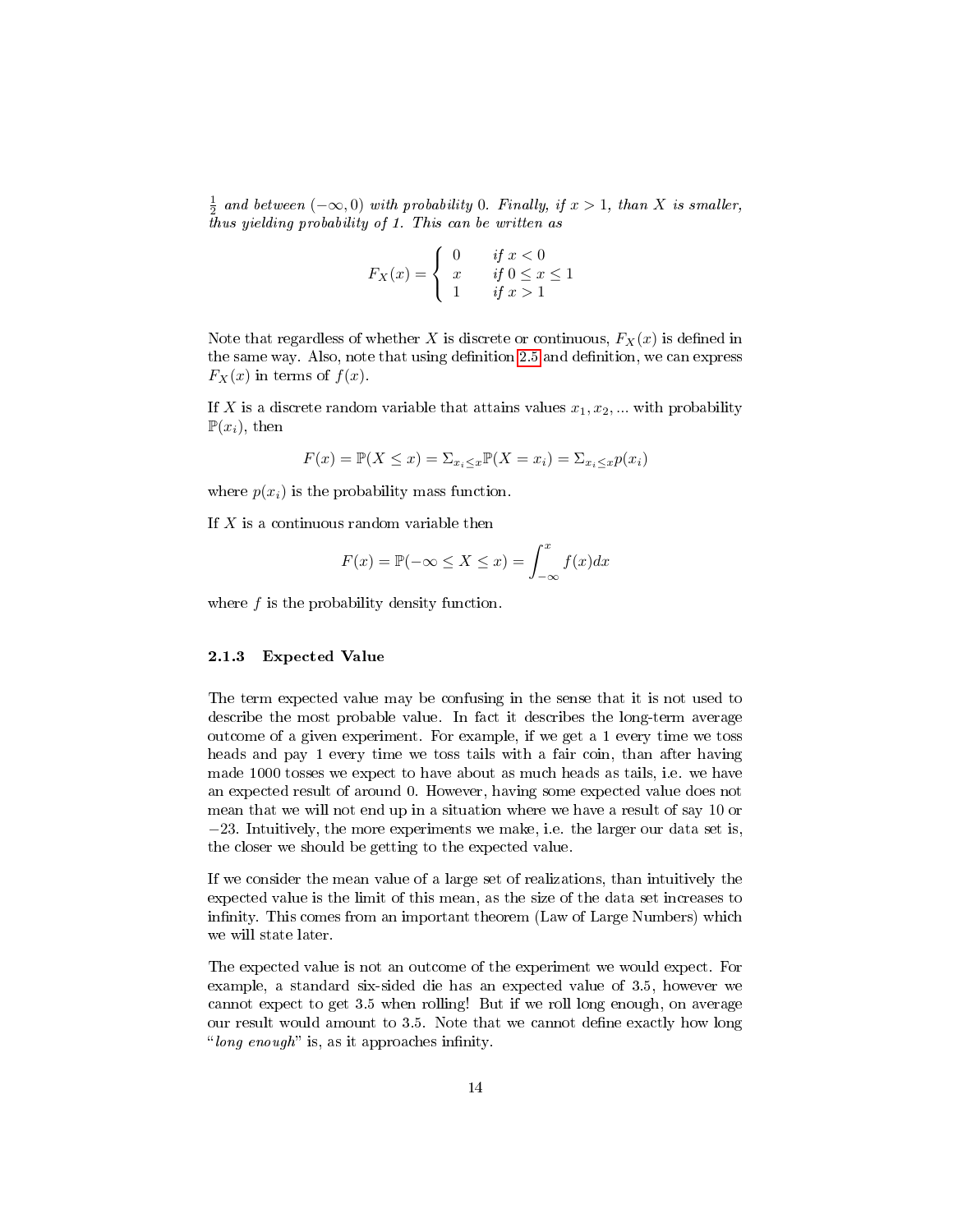*$\frac{1}{2}$ and between $(-\infty, 0)$ with probability 0. Finally, if $x > 1$, than $X$ is smaller, thus yielding probability of 1. This can be written as*

$$F_X(x) = \begin{cases} 0 & \text{if } x < 0 \\ x & \text{if } 0 \leq x \leq 1 \\ 1 & \text{if } x > 1 \end{cases}$$

Note that regardless of whether $X$ is discrete or continuous, $F_X(x)$ is defined in the same way. Also, note that using definition 2.5 and definition, we can express $F_X(x)$ in terms of $f(x)$.

If $X$ is a discrete random variable that attains values $x_1, x_2, ...$ with probability $\mathbb{P}(x_i)$, then

$$F(x) = \mathbb{P}(X \leq x) = \Sigma_{x_i \leq x} \mathbb{P}(X = x_i) = \Sigma_{x_i \leq x} p(x_i)$$

where $p(x_i)$ is the probability mass function.

If $X$ is a continuous random variable then

$$F(x) = \mathbb{P}(-\infty \leq X \leq x) = \int_{-\infty}^{x} f(x) dx$$

where $f$ is the probability density function.

### 2.1.3 Expected Value

The term expected value may be confusing in the sense that it is not used to describe the most probable value. In fact it describes the long-term average outcome of a given experiment. For example, if we get a 1 every time we toss heads and pay 1 every time we toss tails with a fair coin, than after having made 1000 tosses we expect to have about as much heads as tails, i.e. we have an expected result of around 0. However, having some expected value does not mean that we will not end up in a situation where we have a result of say 10 or $-23$. Intuitively, the more experiments we make, i.e. the larger our data set is, the closer we should be getting to the expected value.

If we consider the mean value of a large set of realizations, than intuitively the expected value is the limit of this mean, as the size of the data set increases to infinity. This comes from an important theorem (Law of Large Numbers) which we will state later.

The expected value is not an outcome of the experiment we would expect. For example, a standard six-sided die has an expected value of 3.5, however we cannot expect to get 3.5 when rolling! But if we roll long enough, on average our result would amount to 3.5. Note that we cannot define exactly how long "*long enough*" is, as it approaches infinity.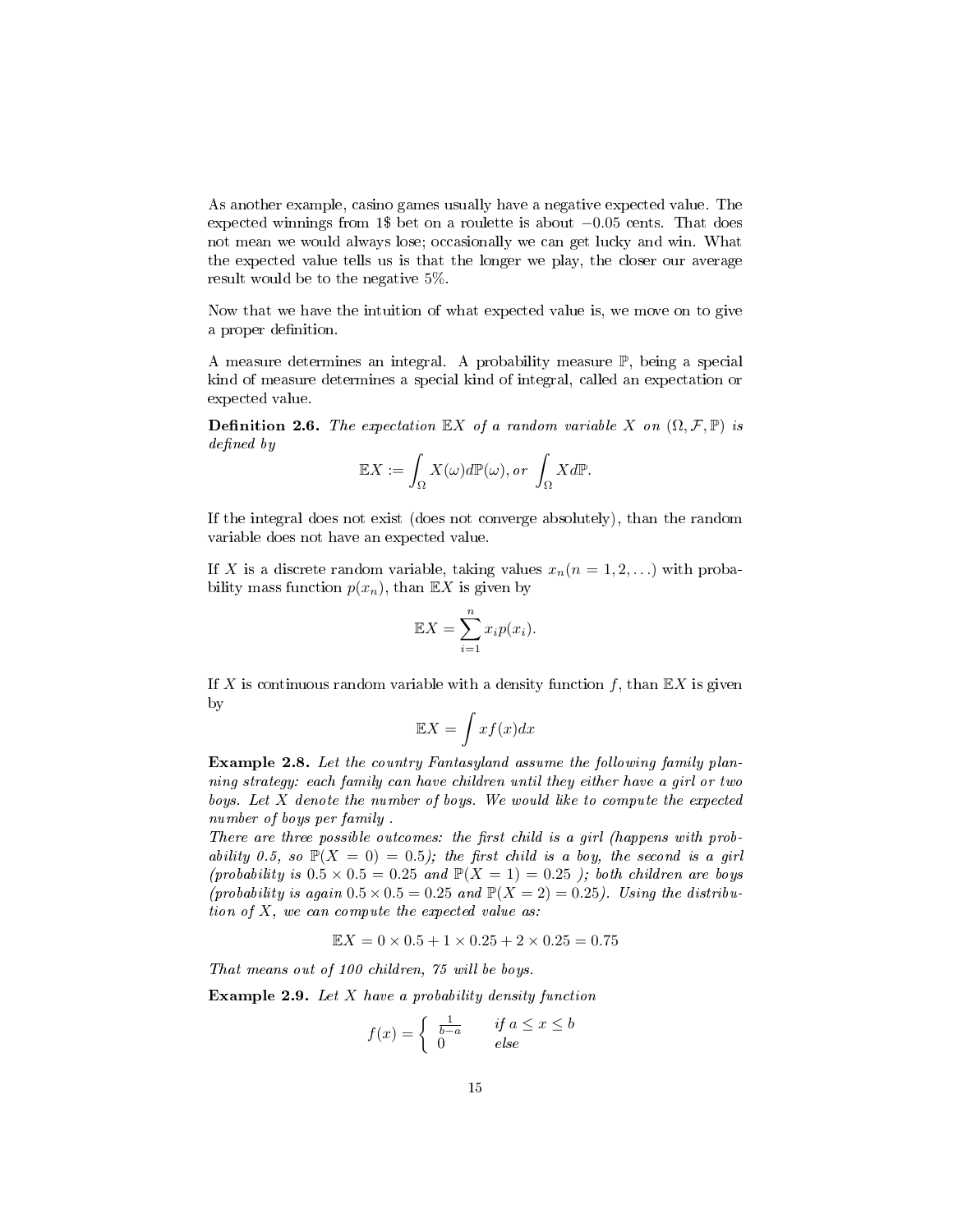As another example, casino games usually have a negative expected value. The expected winnings from 1$ bet on a roulette is about $-0.05$ cents. That does not mean we would always lose; occasionally we can get lucky and win. What the expected value tells us is that the longer we play, the closer our average result would be to the negative 5%.

Now that we have the intuition of what expected value is, we move on to give a proper definition.

A measure determines an integral. A probability measure $\mathbb{P}$, being a special kind of measure determines a special kind of integral, called an expectation or expected value.

**Definition 2.6.** *The expectation $\mathbb{E}X$ of a random variable $X$ on $(\Omega, \mathcal{F}, \mathbb{P})$ is defined by*

$$\mathbb{E}X := \int_{\Omega} X(\omega) d\mathbb{P}(\omega), \, or \, \int_{\Omega} X d\mathbb{P}.$$

If the integral does not exist (does not converge absolutely), than the random variable does not have an expected value.

If $X$ is a discrete random variable, taking values $x_n (n = 1, 2, \ldots)$ with probability mass function $p(x_n)$, than $\mathbb{E}X$ is given by

$$\mathbb{E}X = \sum_{i=1}^{n} x_i p(x_i).$$

If $X$ is continuous random variable with a density function $f$, than $\mathbb{E}X$ is given by

$$\mathbb{E}X = \int x f(x) dx$$

**Example 2.8.** *Let the country Fantasyland assume the following family planning strategy: each family can have children until they either have a girl or two boys. Let $X$ denote the number of boys. We would like to compute the expected number of boys per family .*

*There are three possible outcomes: the first child is a girl (happens with probability 0.5, so $\mathbb{P}(X = 0) = 0.5$); the first child is a boy, the second is a girl (probability is $0.5 \times 0.5 = 0.25$ and $\mathbb{P}(X = 1) = 0.25$ ); both children are boys (probability is again $0.5 \times 0.5 = 0.25$ and $\mathbb{P}(X = 2) = 0.25$). Using the distribution of $X$, we can compute the expected value as:*

$$\mathbb{E}X = 0 \times 0.5 + 1 \times 0.25 + 2 \times 0.25 = 0.75$$

*That means out of 100 children, 75 will be boys.*

**Example 2.9.** *Let $X$ have a probability density function*

$$f(x) = \begin{cases} \frac{1}{b-a} & \text{if } a \leq x \leq b \\ 0 & \text{else} \end{cases}$$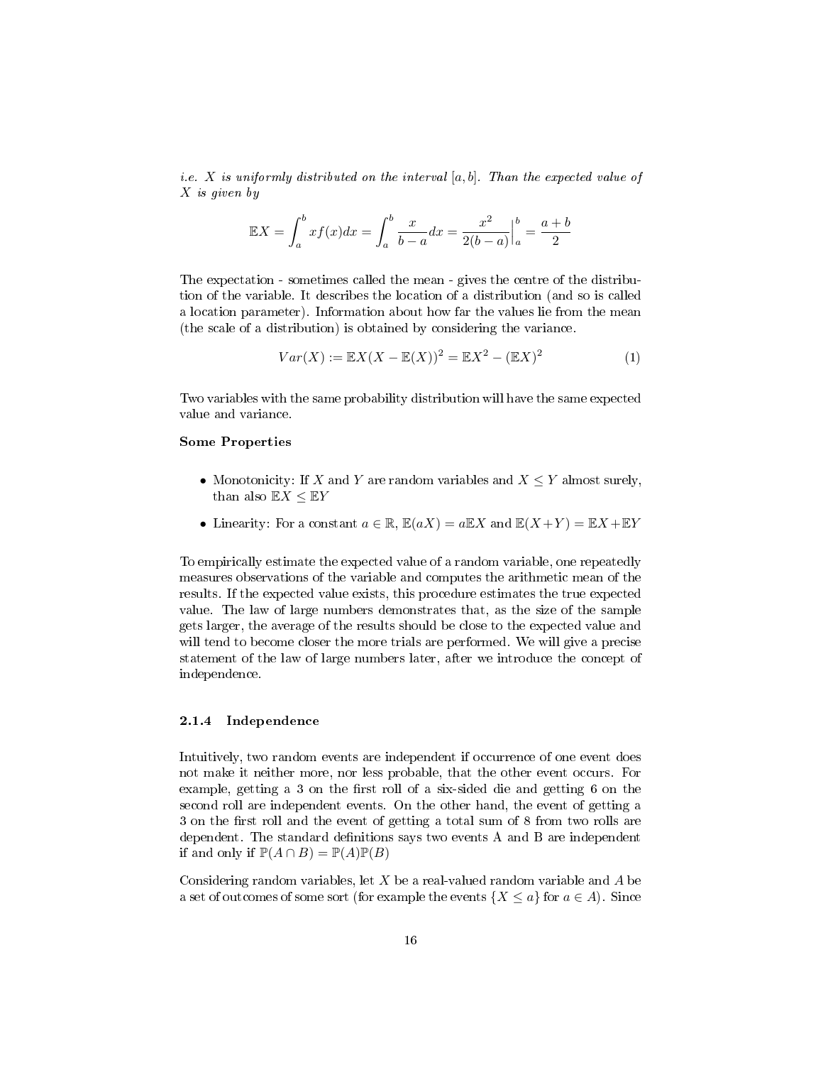*i.e. $X$ is uniformly distributed on the interval $[a, b]$. Than the expected value of $X$ is given by*

$$\mathbb{E}X = \int_a^b xf(x)dx = \int_a^b \frac{x}{b-a}dx = \frac{x^2}{2(b-a)}\Big|_a^b = \frac{a+b}{2}$$

The expectation - sometimes called the mean - gives the centre of the distribution of the variable. It describes the location of a distribution (and so is called a location parameter). Information about how far the values lie from the mean (the scale of a distribution) is obtained by considering the variance.

$$Var(X) := \mathbb{E}X(X - \mathbb{E}(X))^2 = \mathbb{E}X^2 - (\mathbb{E}X)^2 \tag{1}$$

Two variables with the same probability distribution will have the same expected value and variance.

**Some Properties**

- Monotonicity: If $X$ and $Y$ are random variables and $X \leq Y$ almost surely, than also $\mathbb{E}X \leq \mathbb{E}Y$
- Linearity: For a constant $a \in \mathbb{R}$, $\mathbb{E}(aX) = a\mathbb{E}X$ and $\mathbb{E}(X+Y) = \mathbb{E}X + \mathbb{E}Y$

To empirically estimate the expected value of a random variable, one repeatedly measures observations of the variable and computes the arithmetic mean of the results. If the expected value exists, this procedure estimates the true expected value. The law of large numbers demonstrates that, as the size of the sample gets larger, the average of the results should be close to the expected value and will tend to become closer the more trials are performed. We will give a precise statement of the law of large numbers later, after we introduce the concept of independence.

### 2.1.4 Independence

Intuitively, two random events are independent if occurrence of one event does not make it neither more, nor less probable, that the other event occurs. For example, getting a 3 on the first roll of a six-sided die and getting 6 on the second roll are independent events. On the other hand, the event of getting a 3 on the first roll and the event of getting a total sum of 8 from two rolls are dependent. The standard definitions says two events A and B are independent if and only if $\mathbb{P}(A \cap B) = \mathbb{P}(A)\mathbb{P}(B)$

Considering random variables, let $X$ be a real-valued random variable and $A$ be a set of outcomes of some sort (for example the events $\{X \leq a\}$ for $a \in A$). Since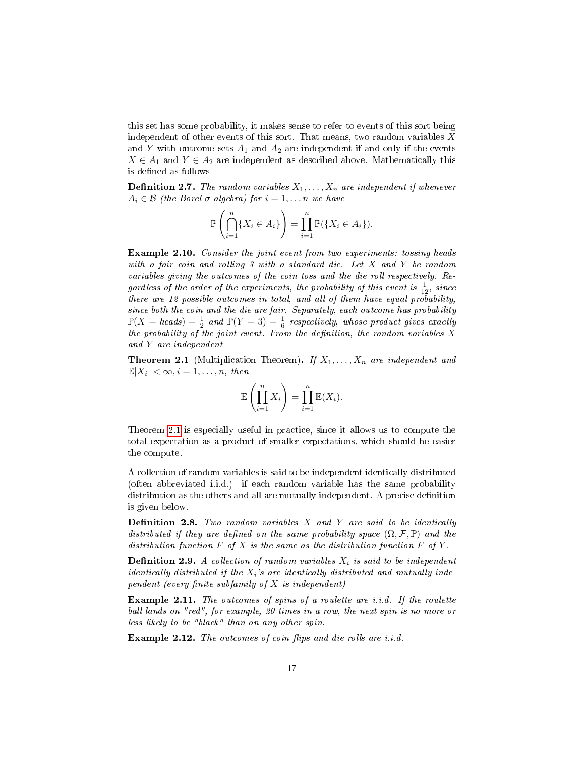this set has some probability, it makes sense to refer to events of this sort being independent of other events of this sort. That means, two random variables $X$ and $Y$ with outcome sets $A_1$ and $A_2$ are independent if and only if the events $X \in A_1$ and $Y \in A_2$ are independent as described above. Mathematically this is defined as follows

**Definition 2.7.** *The random variables $X_1, \ldots, X_n$ are independent if whenever $A_i \in \mathcal{B}$ (the Borel $\sigma$-algebra) for $i = 1, \ldots n$ we have*

$$\mathbb{P}\left(\bigcap_{i=1}^{n}\{X_i \in A_i\}\right) = \prod_{i=1}^{n}\mathbb{P}(\{X_i \in A_i\}).$$

**Example 2.10.** *Consider the joint event from two experiments: tossing heads with a fair coin and rolling 3 with a standard die. Let $X$ and $Y$ be random variables giving the outcomes of the coin toss and the die roll respectively. Regardless of the order of the experiments, the probability of this event is $\frac{1}{12}$, since there are 12 possible outcomes in total, and all of them have equal probability, since both the coin and the die are fair. Separately, each outcome has probability $\mathbb{P}(X = heads) = \frac{1}{2}$ and $\mathbb{P}(Y = 3) = \frac{1}{6}$ respectively, whose product gives exactly the probability of the joint event. From the definition, the random variables $X$ and $Y$ are independent*

**Theorem 2.1** (Multiplication Theorem)**.** *If $X_1, \ldots, X_n$ are independent and $\mathbb{E}|X_i| < \infty, i = 1, \ldots, n$, then*

$$\mathbb{E}\left(\prod_{i=1}^{n} X_i\right) = \prod_{i=1}^{n}\mathbb{E}(X_i).$$

Theorem 2.1 is especially useful in practice, since it allows us to compute the total expectation as a product of smaller expectations, which should be easier the compute.

A collection of random variables is said to be independent identically distributed (often abbreviated i.i.d.) if each random variable has the same probability distribution as the others and all are mutually independent. A precise definition is given below.

**Definition 2.8.** *Two random variables $X$ and $Y$ are said to be identically distributed if they are defined on the same probability space $(\Omega, \mathcal{F}, \mathbb{P})$ and the distribution function $F$ of $X$ is the same as the distribution function $F$ of $Y$.*

**Definition 2.9.** *A collection of random variables $X_i$ is said to be independent identically distributed if the $X_i$'s are identically distributed and mutually independent (every finite subfamily of $X$ is independent)*

**Example 2.11.** *The outcomes of spins of a roulette are i.i.d. If the roulette ball lands on "red", for example, 20 times in a row, the next spin is no more or less likely to be "black" than on any other spin.*

**Example 2.12.** *The outcomes of coin flips and die rolls are i.i.d.*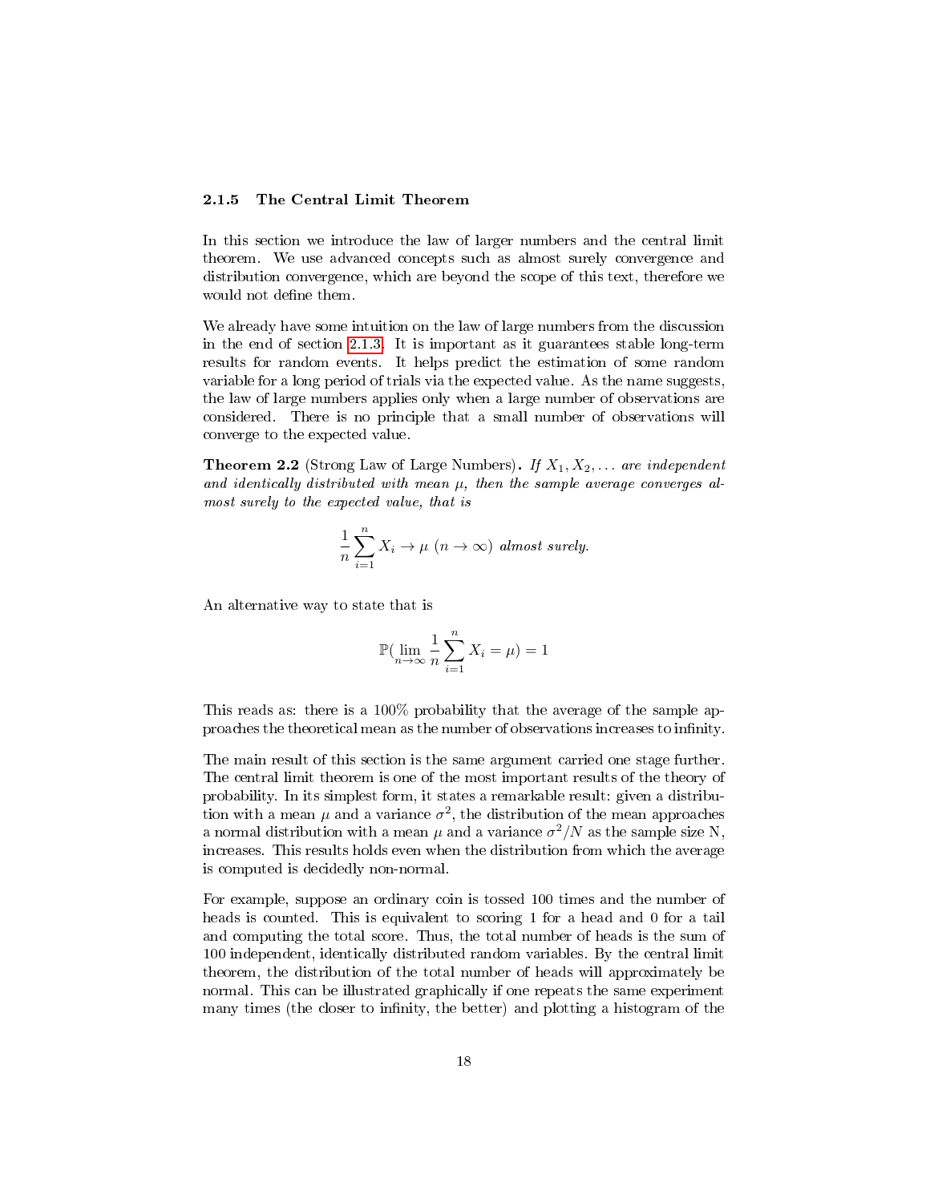### 2.1.5 The Central Limit Theorem

In this section we introduce the law of larger numbers and the central limit theorem. We use advanced concepts such as almost surely convergence and distribution convergence, which are beyond the scope of this text, therefore we would not define them.

We already have some intuition on the law of large numbers from the discussion in the end of section 2.1.3. It is important as it guarantees stable long-term results for random events. It helps predict the estimation of some random variable for a long period of trials via the expected value. As the name suggests, the law of large numbers applies only when a large number of observations are considered. There is no principle that a small number of observations will converge to the expected value.

**Theorem 2.2** (Strong Law of Large Numbers)**.** *If $X_1, X_2, \ldots$ are independent and identically distributed with mean $\mu$, then the sample average converges almost surely to the expected value, that is*

$$\frac{1}{n}\sum_{i=1}^{n} X_i \to \mu \ (n \to \infty) \text{ almost surely.}$$

An alternative way to state that is

$$\mathbb{P}(\lim_{n\to\infty} \frac{1}{n}\sum_{i=1}^{n} X_i = \mu) = 1$$

This reads as: there is a 100% probability that the average of the sample approaches the theoretical mean as the number of observations increases to infinity.

The main result of this section is the same argument carried one stage further. The central limit theorem is one of the most important results of the theory of probability. In its simplest form, it states a remarkable result: given a distribution with a mean $\mu$ and a variance $\sigma^2$, the distribution of the mean approaches a normal distribution with a mean $\mu$ and a variance $\sigma^2/N$ as the sample size N, increases. This results holds even when the distribution from which the average is computed is decidedly non-normal.

For example, suppose an ordinary coin is tossed 100 times and the number of heads is counted. This is equivalent to scoring 1 for a head and 0 for a tail and computing the total score. Thus, the total number of heads is the sum of 100 independent, identically distributed random variables. By the central limit theorem, the distribution of the total number of heads will approximately be normal. This can be illustrated graphically if one repeats the same experiment many times (the closer to infinity, the better) and plotting a histogram of the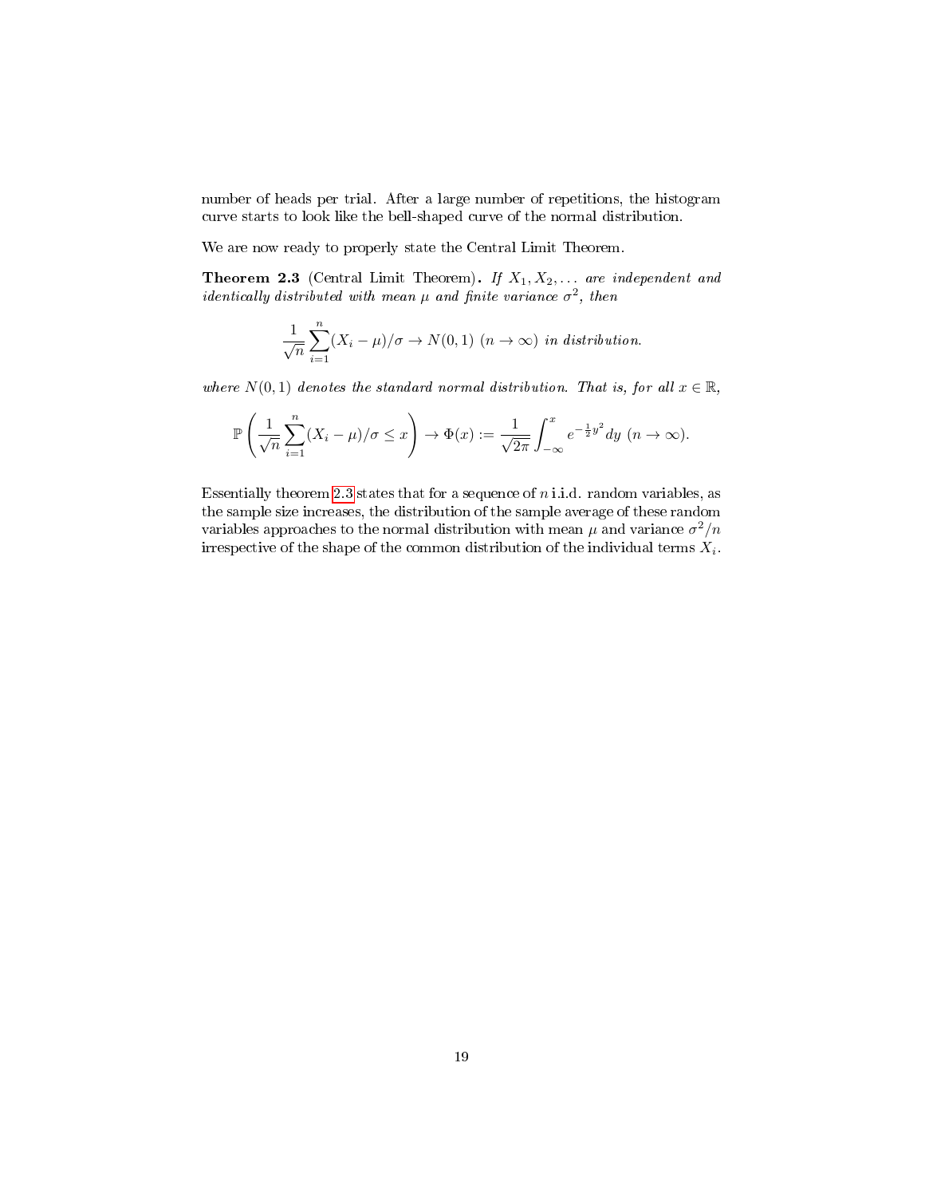number of heads per trial. After a large number of repetitions, the histogram curve starts to look like the bell-shaped curve of the normal distribution.

We are now ready to properly state the Central Limit Theorem.

**Theorem 2.3** (Central Limit Theorem)**.** *If $X_1, X_2, \ldots$ are independent and identically distributed with mean $\mu$ and finite variance $\sigma^2$, then*

$$\frac{1}{\sqrt{n}} \sum_{i=1}^{n} (X_i - \mu)/\sigma \to N(0,1) \ (n \to \infty) \text{ in distribution.}$$

*where $N(0,1)$ denotes the standard normal distribution. That is, for all $x \in \mathbb{R}$,*

$$\mathbb{P}\left( \frac{1}{\sqrt{n}} \sum_{i=1}^{n} (X_i - \mu)/\sigma \leq x \right) \to \Phi(x) := \frac{1}{\sqrt{2\pi}} \int_{-\infty}^{x} e^{-\frac{1}{2}y^2} dy \ (n \to \infty).$$

Essentially theorem 2.3 states that for a sequence of $n$ i.i.d. random variables, as the sample size increases, the distribution of the sample average of these random variables approaches to the normal distribution with mean $\mu$ and variance $\sigma^2/n$ irrespective of the shape of the common distribution of the individual terms $X_i$.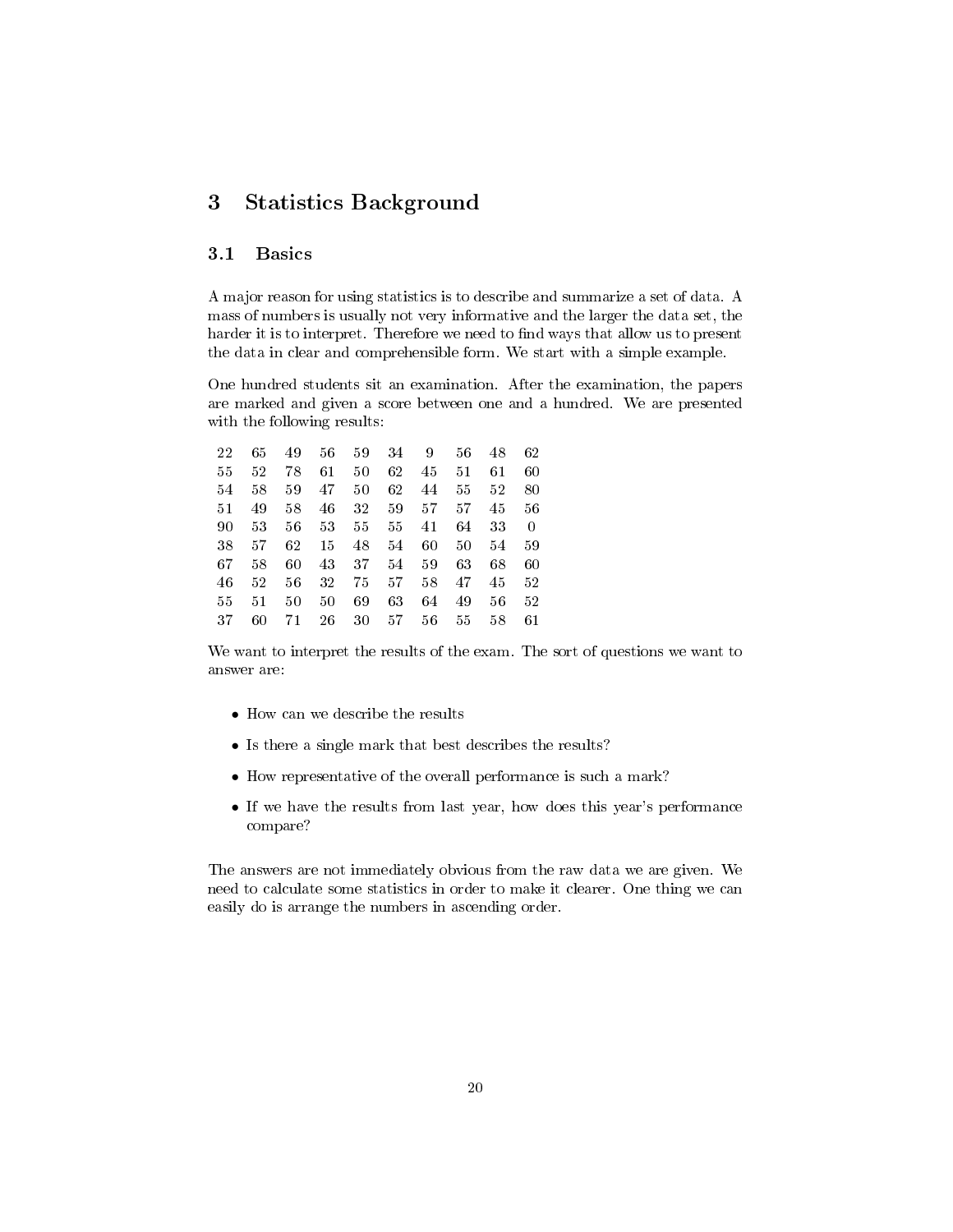# 3 Statistics Background

## 3.1 Basics

A major reason for using statistics is to describe and summarize a set of data. A mass of numbers is usually not very informative and the larger the data set, the harder it is to interpret. Therefore we need to find ways that allow us to present the data in clear and comprehensible form. We start with a simple example.

One hundred students sit an examination. After the examination, the papers are marked and given a score between one and a hundred. We are presented with the following results:

| | | | | | | | | | |
|---|---|---|---|---|---|---|---|---|---|
| 22 | 65 | 49 | 56 | 59 | 34 | 9 | 56 | 48 | 62 |
| 55 | 52 | 78 | 61 | 50 | 62 | 45 | 51 | 61 | 60 |
| 54 | 58 | 59 | 47 | 50 | 62 | 44 | 55 | 52 | 80 |
| 51 | 49 | 58 | 46 | 32 | 59 | 57 | 57 | 45 | 56 |
| 90 | 53 | 56 | 53 | 55 | 55 | 41 | 64 | 33 | 0 |
| 38 | 57 | 62 | 15 | 48 | 54 | 60 | 50 | 54 | 59 |
| 67 | 58 | 60 | 43 | 37 | 54 | 59 | 63 | 68 | 60 |
| 46 | 52 | 56 | 32 | 75 | 57 | 58 | 47 | 45 | 52 |
| 55 | 51 | 50 | 50 | 69 | 63 | 64 | 49 | 56 | 52 |
| 37 | 60 | 71 | 26 | 30 | 57 | 56 | 55 | 58 | 61 |

We want to interpret the results of the exam. The sort of questions we want to answer are:

- How can we describe the results
- Is there a single mark that best describes the results?
- How representative of the overall performance is such a mark?
- If we have the results from last year, how does this year's performance compare?

The answers are not immediately obvious from the raw data we are given. We need to calculate some statistics in order to make it clearer. One thing we can easily do is arrange the numbers in ascending order.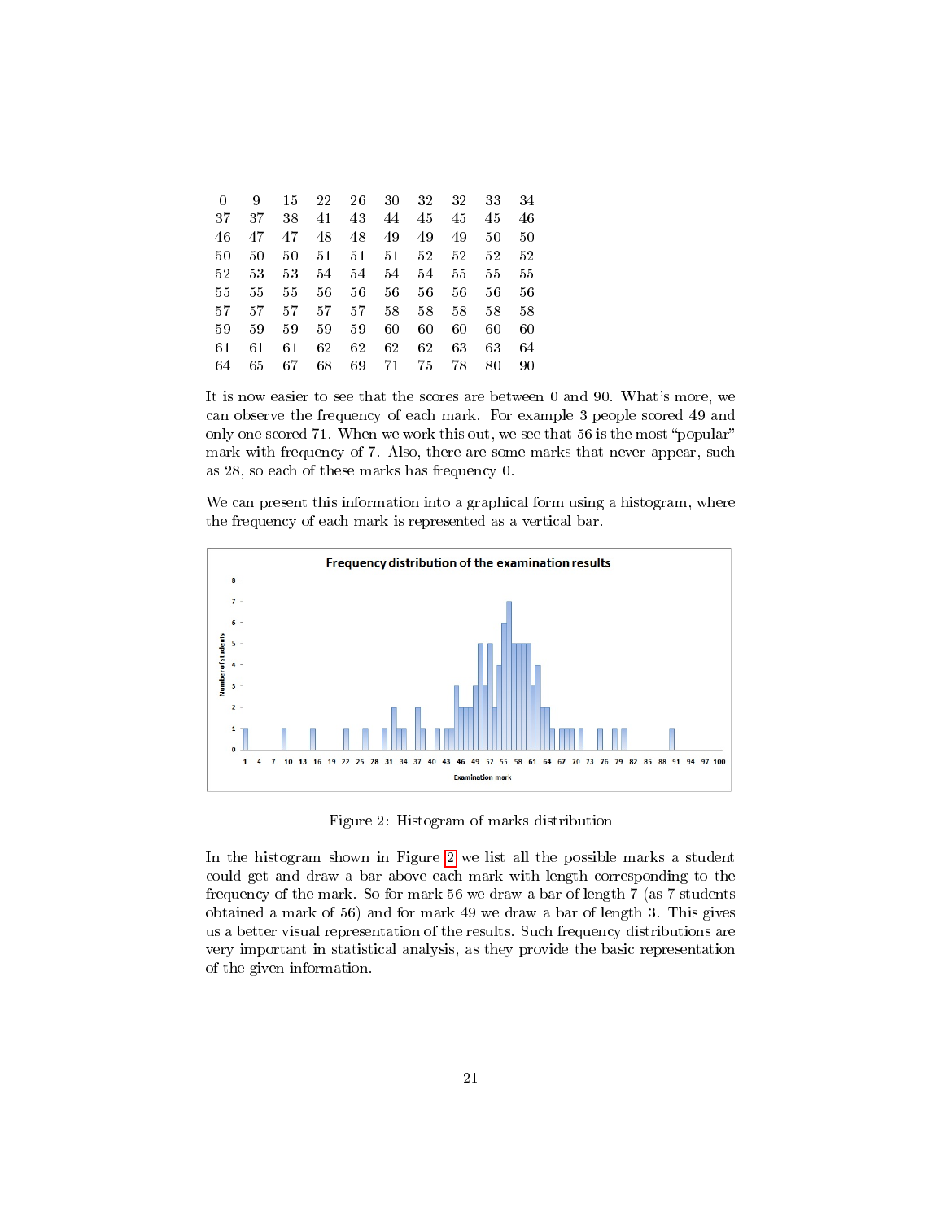| | | | | | | | | | |
|---|---|---|---|---|---|---|---|---|---|
| 0 | 9 | 15 | 22 | 26 | 30 | 32 | 32 | 33 | 34 |
| 37 | 37 | 38 | 41 | 43 | 44 | 45 | 45 | 45 | 46 |
| 46 | 47 | 47 | 48 | 48 | 49 | 49 | 49 | 50 | 50 |
| 50 | 50 | 50 | 51 | 51 | 51 | 52 | 52 | 52 | 52 |
| 52 | 53 | 53 | 54 | 54 | 54 | 54 | 55 | 55 | 55 |
| 55 | 55 | 55 | 56 | 56 | 56 | 56 | 56 | 56 | 56 |
| 57 | 57 | 57 | 57 | 57 | 58 | 58 | 58 | 58 | 58 |
| 59 | 59 | 59 | 59 | 59 | 60 | 60 | 60 | 60 | 60 |
| 61 | 61 | 61 | 62 | 62 | 62 | 62 | 63 | 63 | 64 |
| 64 | 65 | 67 | 68 | 69 | 71 | 75 | 78 | 80 | 90 |

It is now easier to see that the scores are between 0 and 90. What's more, we can observe the frequency of each mark. For example 3 people scored 49 and only one scored 71. When we work this out, we see that 56 is the most "popular" mark with frequency of 7. Also, there are some marks that never appear, such as 28, so each of these marks has frequency 0.

We can present this information into a graphical form using a histogram, where the frequency of each mark is represented as a vertical bar.

Figure 2: Histogram of marks distribution

In the histogram shown in Figure 2 we list all the possible marks a student could get and draw a bar above each mark with length corresponding to the frequency of the mark. So for mark 56 we draw a bar of length 7 (as 7 students obtained a mark of 56) and for mark 49 we draw a bar of length 3. This gives us a better visual representation of the results. Such frequency distributions are very important in statistical analysis, as they provide the basic representation of the given information.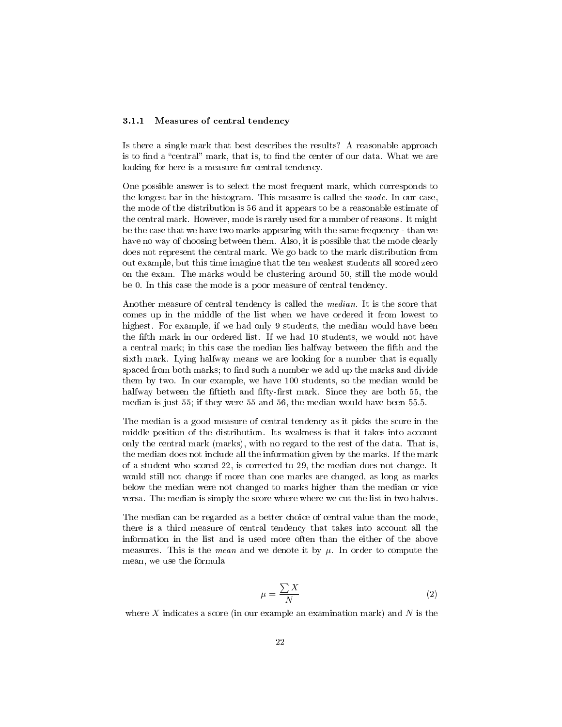### 3.1.1 Measures of central tendency

Is there a single mark that best describes the results? A reasonable approach is to find a "central" mark, that is, to find the center of our data. What we are looking for here is a measure for central tendency.

One possible answer is to select the most frequent mark, which corresponds to the longest bar in the histogram. This measure is called the *mode*. In our case, the mode of the distribution is 56 and it appears to be a reasonable estimate of the central mark. However, mode is rarely used for a number of reasons. It might be the case that we have two marks appearing with the same frequency - than we have no way of choosing between them. Also, it is possible that the mode clearly does not represent the central mark. We go back to the mark distribution from out example, but this time imagine that the ten weakest students all scored zero on the exam. The marks would be clustering around 50, still the mode would be 0. In this case the mode is a poor measure of central tendency.

Another measure of central tendency is called the *median*. It is the score that comes up in the middle of the list when we have ordered it from lowest to highest. For example, if we had only 9 students, the median would have been the fifth mark in our ordered list. If we had 10 students, we would not have a central mark; in this case the median lies halfway between the fifth and the sixth mark. Lying halfway means we are looking for a number that is equally spaced from both marks; to find such a number we add up the marks and divide them by two. In our example, we have 100 students, so the median would be halfway between the fiftieth and fifty-first mark. Since they are both 55, the median is just 55; if they were 55 and 56, the median would have been 55.5.

The median is a good measure of central tendency as it picks the score in the middle position of the distribution. Its weakness is that it takes into account only the central mark (marks), with no regard to the rest of the data. That is, the median does not include all the information given by the marks. If the mark of a student who scored 22, is corrected to 29, the median does not change. It would still not change if more than one marks are changed, as long as marks below the median were not changed to marks higher than the median or vice versa. The median is simply the score where where we cut the list in two halves.

The median can be regarded as a better choice of central value than the mode, there is a third measure of central tendency that takes into account all the information in the list and is used more often than the either of the above measures. This is the *mean* and we denote it by $\mu$. In order to compute the mean, we use the formula

$$\mu = \frac{\sum X}{N} \tag{2}$$

where $X$ indicates a score (in our example an examination mark) and $N$ is the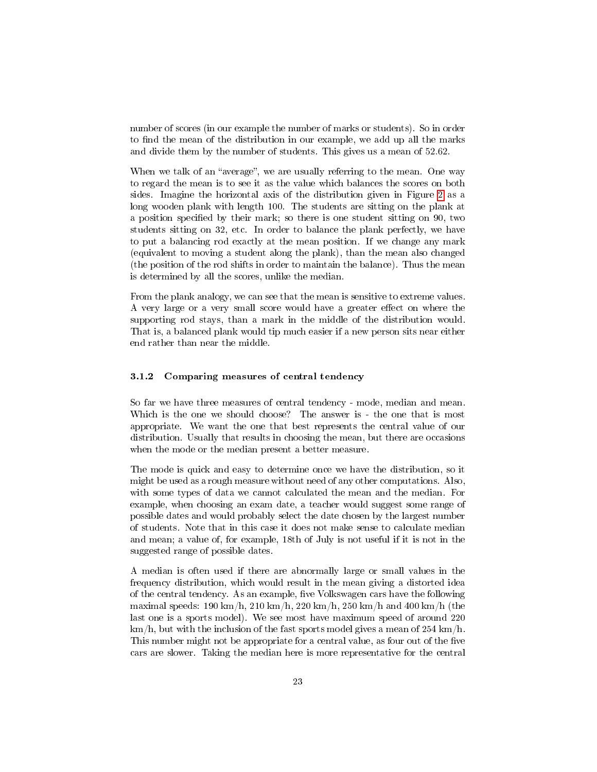number of scores (in our example the number of marks or students). So in order to find the mean of the distribution in our example, we add up all the marks and divide them by the number of students. This gives us a mean of 52.62.

When we talk of an "average", we are usually referring to the mean. One way to regard the mean is to see it as the value which balances the scores on both sides. Imagine the horizontal axis of the distribution given in Figure 2 as a long wooden plank with length 100. The students are sitting on the plank at a position specified by their mark; so there is one student sitting on 90, two students sitting on 32, etc. In order to balance the plank perfectly, we have to put a balancing rod exactly at the mean position. If we change any mark (equivalent to moving a student along the plank), than the mean also changed (the position of the rod shifts in order to maintain the balance). Thus the mean is determined by all the scores, unlike the median.

From the plank analogy, we can see that the mean is sensitive to extreme values. A very large or a very small score would have a greater effect on where the supporting rod stays, than a mark in the middle of the distribution would. That is, a balanced plank would tip much easier if a new person sits near either end rather than near the middle.

#### 3.1.2 Comparing measures of central tendency

So far we have three measures of central tendency - mode, median and mean. Which is the one we should choose? The answer is - the one that is most appropriate. We want the one that best represents the central value of our distribution. Usually that results in choosing the mean, but there are occasions when the mode or the median present a better measure.

The mode is quick and easy to determine once we have the distribution, so it might be used as a rough measure without need of any other computations. Also, with some types of data we cannot calculated the mean and the median. For example, when choosing an exam date, a teacher would suggest some range of possible dates and would probably select the date chosen by the largest number of students. Note that in this case it does not make sense to calculate median and mean; a value of, for example, 18th of July is not useful if it is not in the suggested range of possible dates.

A median is often used if there are abnormally large or small values in the frequency distribution, which would result in the mean giving a distorted idea of the central tendency. As an example, five Volkswagen cars have the following maximal speeds: 190 km/h, 210 km/h, 220 km/h, 250 km/h and 400 km/h (the last one is a sports model). We see most have maximum speed of around 220 km/h, but with the inclusion of the fast sports model gives a mean of 254 km/h. This number might not be appropriate for a central value, as four out of the five cars are slower. Taking the median here is more representative for the central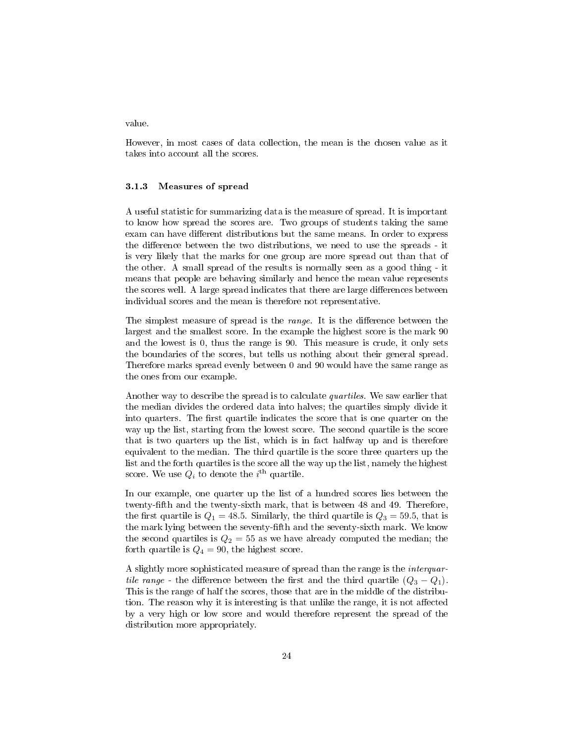value.

However, in most cases of data collection, the mean is the chosen value as it takes into account all the scores.

### 3.1.3 Measures of spread

A useful statistic for summarizing data is the measure of spread. It is important to know how spread the scores are. Two groups of students taking the same exam can have different distributions but the same means. In order to express the difference between the two distributions, we need to use the spreads - it is very likely that the marks for one group are more spread out than that of the other. A small spread of the results is normally seen as a good thing - it means that people are behaving similarly and hence the mean value represents the scores well. A large spread indicates that there are large differences between individual scores and the mean is therefore not representative.

The simplest measure of spread is the *range*. It is the difference between the largest and the smallest score. In the example the highest score is the mark 90 and the lowest is 0, thus the range is 90. This measure is crude, it only sets the boundaries of the scores, but tells us nothing about their general spread. Therefore marks spread evenly between 0 and 90 would have the same range as the ones from our example.

Another way to describe the spread is to calculate *quartiles*. We saw earlier that the median divides the ordered data into halves; the quartiles simply divide it into quarters. The first quartile indicates the score that is one quarter on the way up the list, starting from the lowest score. The second quartile is the score that is two quarters up the list, which is in fact halfway up and is therefore equivalent to the median. The third quartile is the score three quarters up the list and the forth quartiles is the score all the way up the list, namely the highest score. We use $Q_i$ to denote the $i^{\text{th}}$ quartile.

In our example, one quarter up the list of a hundred scores lies between the twenty-fifth and the twenty-sixth mark, that is between 48 and 49. Therefore, the first quartile is $Q_1 = 48.5$. Similarly, the third quartile is $Q_3 = 59.5$, that is the mark lying between the seventy-fifth and the seventy-sixth mark. We know the second quartiles is $Q_2 = 55$ as we have already computed the median; the forth quartile is $Q_4 = 90$, the highest score.

A slightly more sophisticated measure of spread than the range is the *interquartile range* - the difference between the first and the third quartile ($Q_3 - Q_1$). This is the range of half the scores, those that are in the middle of the distribution. The reason why it is interesting is that unlike the range, it is not affected by a very high or low score and would therefore represent the spread of the distribution more appropriately.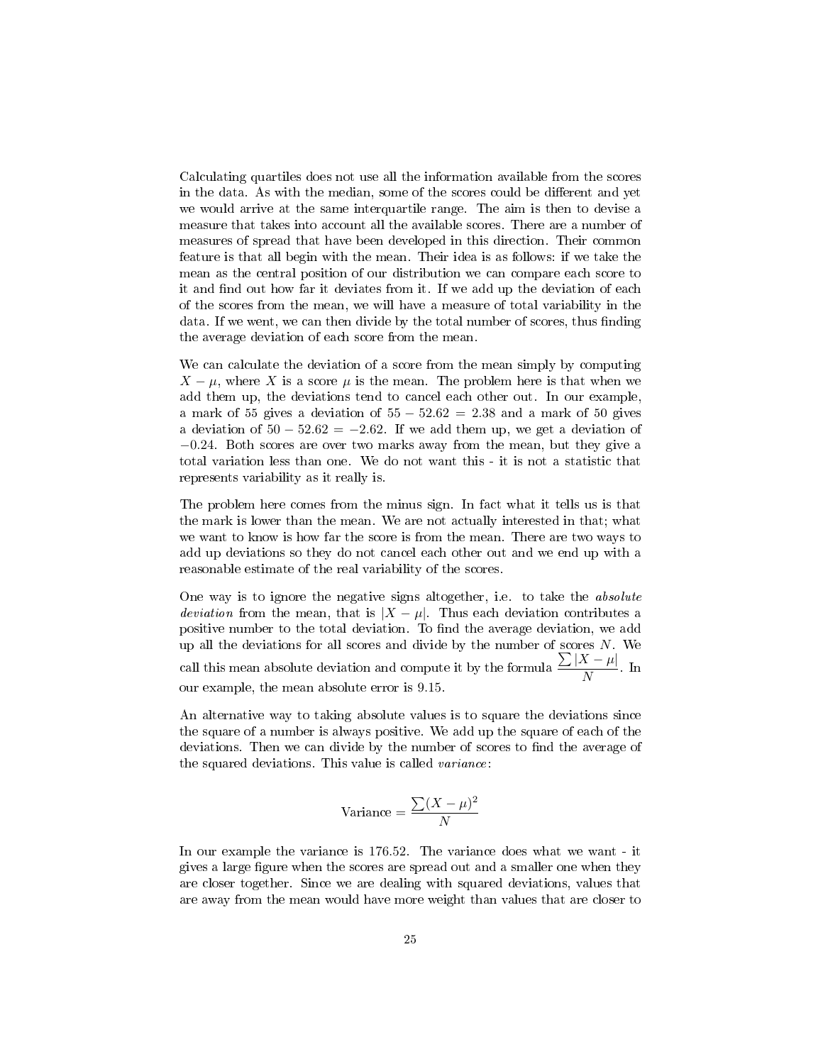Calculating quartiles does not use all the information available from the scores in the data. As with the median, some of the scores could be different and yet we would arrive at the same interquartile range. The aim is then to devise a measure that takes into account all the available scores. There are a number of measures of spread that have been developed in this direction. Their common feature is that all begin with the mean. Their idea is as follows: if we take the mean as the central position of our distribution we can compare each score to it and find out how far it deviates from it. If we add up the deviation of each of the scores from the mean, we will have a measure of total variability in the data. If we went, we can then divide by the total number of scores, thus finding the average deviation of each score from the mean.

We can calculate the deviation of a score from the mean simply by computing $X - \mu$, where $X$ is a score $\mu$ is the mean. The problem here is that when we add them up, the deviations tend to cancel each other out. In our example, a mark of 55 gives a deviation of $55 - 52.62 = 2.38$ and a mark of 50 gives a deviation of $50 - 52.62 = -2.62$. If we add them up, we get a deviation of $-0.24$. Both scores are over two marks away from the mean, but they give a total variation less than one. We do not want this - it is not a statistic that represents variability as it really is.

The problem here comes from the minus sign. In fact what it tells us is that the mark is lower than the mean. We are not actually interested in that; what we want to know is how far the score is from the mean. There are two ways to add up deviations so they do not cancel each other out and we end up with a reasonable estimate of the real variability of the scores.

One way is to ignore the negative signs altogether, i.e. to take the *absolute deviation* from the mean, that is $|X - \mu|$. Thus each deviation contributes a positive number to the total deviation. To find the average deviation, we add up all the deviations for all scores and divide by the number of scores $N$. We call this mean absolute deviation and compute it by the formula $\dfrac{\sum |X - \mu|}{N}$. In our example, the mean absolute error is 9.15.

An alternative way to taking absolute values is to square the deviations since the square of a number is always positive. We add up the square of each of the deviations. Then we can divide by the number of scores to find the average of the squared deviations. This value is called *variance*:

$$\text{Variance} = \frac{\sum (X - \mu)^2}{N}$$

In our example the variance is 176.52. The variance does what we want - it gives a large figure when the scores are spread out and a smaller one when they are closer together. Since we are dealing with squared deviations, values that are away from the mean would have more weight than values that are closer to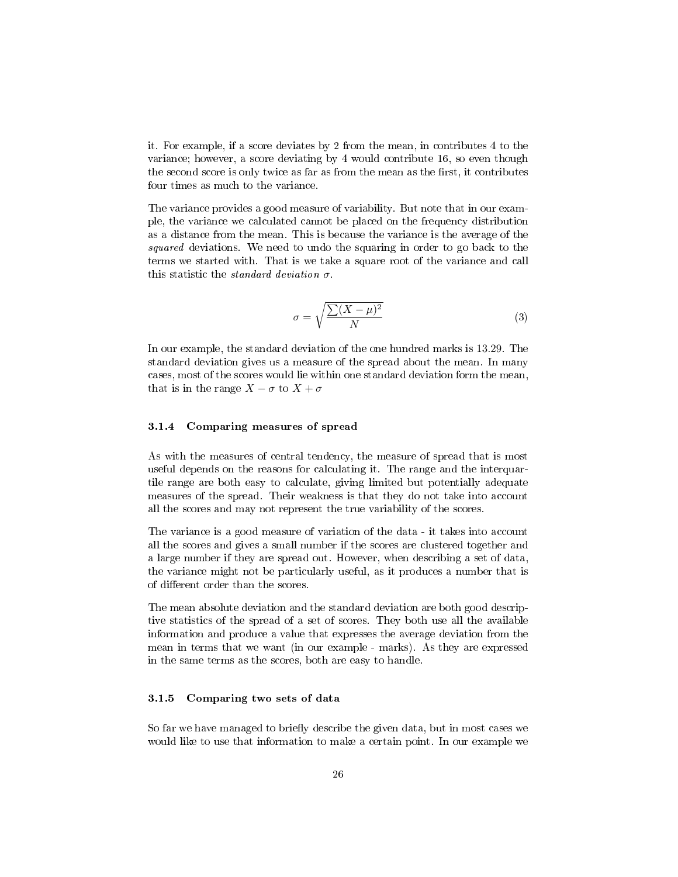it. For example, if a score deviates by 2 from the mean, in contributes 4 to the variance; however, a score deviating by 4 would contribute 16, so even though the second score is only twice as far as from the mean as the first, it contributes four times as much to the variance.

The variance provides a good measure of variability. But note that in our example, the variance we calculated cannot be placed on the frequency distribution as a distance from the mean. This is because the variance is the average of the *squared* deviations. We need to undo the squaring in order to go back to the terms we started with. That is we take a square root of the variance and call this statistic the *standard deviation* $\sigma$.

$$\sigma = \sqrt{\frac{\sum(X-\mu)^2}{N}} \tag{3}$$

In our example, the standard deviation of the one hundred marks is 13.29. The standard deviation gives us a measure of the spread about the mean. In many cases, most of the scores would lie within one standard deviation form the mean, that is in the range $X - \sigma$ to $X + \sigma$

### 3.1.4 Comparing measures of spread

As with the measures of central tendency, the measure of spread that is most useful depends on the reasons for calculating it. The range and the interquartile range are both easy to calculate, giving limited but potentially adequate measures of the spread. Their weakness is that they do not take into account all the scores and may not represent the true variability of the scores.

The variance is a good measure of variation of the data - it takes into account all the scores and gives a small number if the scores are clustered together and a large number if they are spread out. However, when describing a set of data, the variance might not be particularly useful, as it produces a number that is of different order than the scores.

The mean absolute deviation and the standard deviation are both good descriptive statistics of the spread of a set of scores. They both use all the available information and produce a value that expresses the average deviation from the mean in terms that we want (in our example - marks). As they are expressed in the same terms as the scores, both are easy to handle.

### 3.1.5 Comparing two sets of data

So far we have managed to briefly describe the given data, but in most cases we would like to use that information to make a certain point. In our example we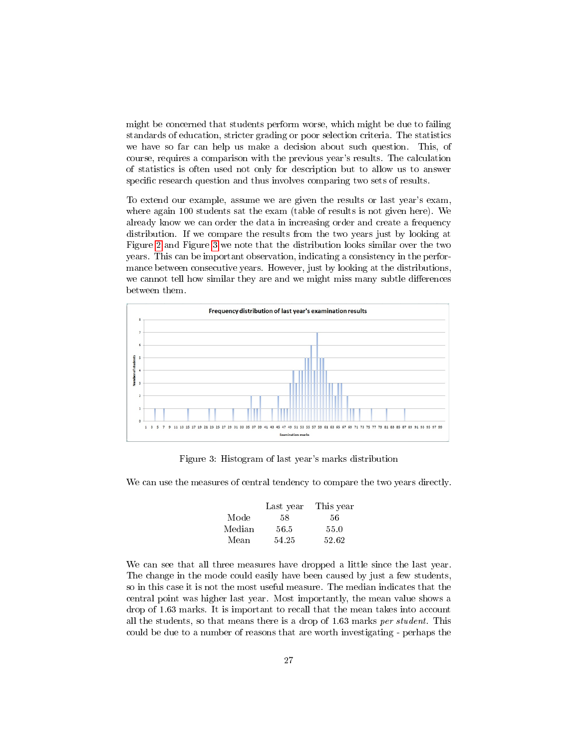might be concerned that students perform worse, which might be due to failing standards of education, stricter grading or poor selection criteria. The statistics we have so far can help us make a decision about such question. This, of course, requires a comparison with the previous year's results. The calculation of statistics is often used not only for description but to allow us to answer specific research question and thus involves comparing two sets of results.

To extend our example, assume we are given the results or last year's exam, where again 100 students sat the exam (table of results is not given here). We already know we can order the data in increasing order and create a frequency distribution. If we compare the results from the two years just by looking at Figure 2 and Figure 3 we note that the distribution looks similar over the two years. This can be important observation, indicating a consistency in the performance between consecutive years. However, just by looking at the distributions, we cannot tell how similar they are and we might miss many subtle differences between them.

Figure 3: Histogram of last year's marks distribution

We can use the measures of central tendency to compare the two years directly.

| | Last year | This year |
|---|---|---|
| Mode | 58 | 56 |
| Median | 56.5 | 55.0 |
| Mean | 54.25 | 52.62 |

We can see that all three measures have dropped a little since the last year. The change in the mode could easily have been caused by just a few students, so in this case it is not the most useful measure. The median indicates that the central point was higher last year. Most importantly, the mean value shows a drop of 1.63 marks. It is important to recall that the mean takes into account all the students, so that means there is a drop of 1.63 marks *per student*. This could be due to a number of reasons that are worth investigating - perhaps the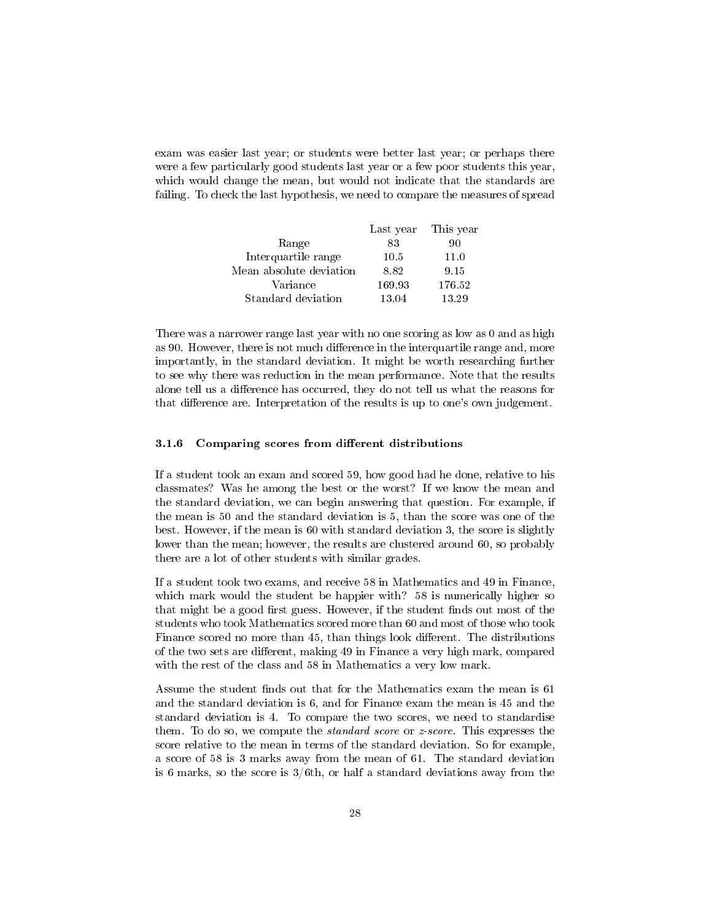exam was easier last year; or students were better last year; or perhaps there were a few particularly good students last year or a few poor students this year, which would change the mean, but would not indicate that the standards are failing. To check the last hypothesis, we need to compare the measures of spread

| | Last year | This year |
|---|---|---|
| Range | 83 | 90 |
| Interquartile range | 10.5 | 11.0 |
| Mean absolute deviation | 8.82 | 9.15 |
| Variance | 169.93 | 176.52 |
| Standard deviation | 13.04 | 13.29 |

There was a narrower range last year with no one scoring as low as 0 and as high as 90. However, there is not much difference in the interquartile range and, more importantly, in the standard deviation. It might be worth researching further to see why there was reduction in the mean performance. Note that the results alone tell us a difference has occurred, they do not tell us what the reasons for that difference are. Interpretation of the results is up to one's own judgement.

### 3.1.6 Comparing scores from different distributions

If a student took an exam and scored 59, how good had he done, relative to his classmates? Was he among the best or the worst? If we know the mean and the standard deviation, we can begin answering that question. For example, if the mean is 50 and the standard deviation is 5, than the score was one of the best. However, if the mean is 60 with standard deviation 3, the score is slightly lower than the mean; however, the results are clustered around 60, so probably there are a lot of other students with similar grades.

If a student took two exams, and receive 58 in Mathematics and 49 in Finance, which mark would the student be happier with? 58 is numerically higher so that might be a good first guess. However, if the student finds out most of the students who took Mathematics scored more than 60 and most of those who took Finance scored no more than 45, than things look different. The distributions of the two sets are different, making 49 in Finance a very high mark, compared with the rest of the class and 58 in Mathematics a very low mark.

Assume the student finds out that for the Mathematics exam the mean is 61 and the standard deviation is 6, and for Finance exam the mean is 45 and the standard deviation is 4. To compare the two scores, we need to standardise them. To do so, we compute the *standard score* or *z-score*. This expresses the score relative to the mean in terms of the standard deviation. So for example, a score of 58 is 3 marks away from the mean of 61. The standard deviation is 6 marks, so the score is 3/6th, or half a standard deviations away from the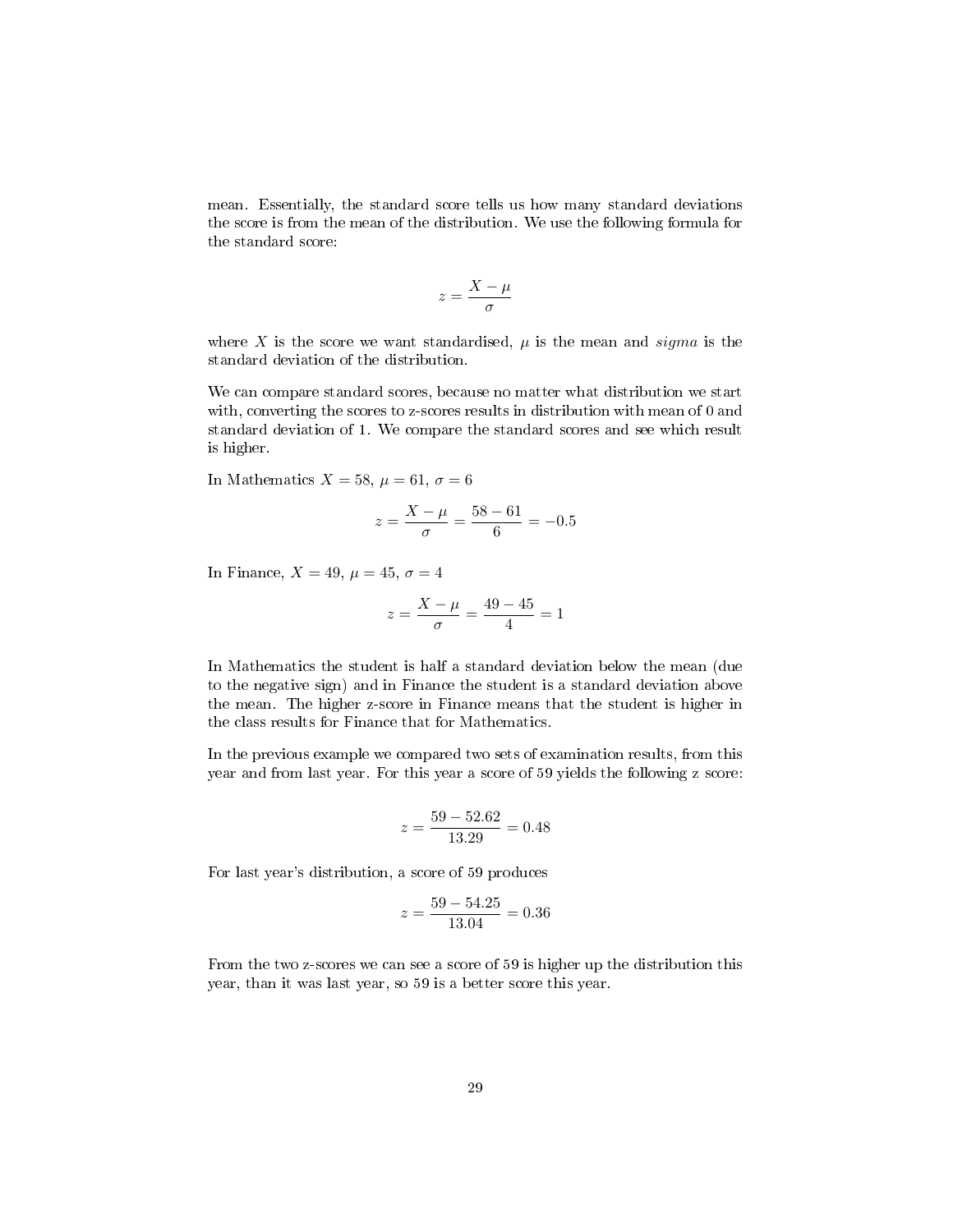mean. Essentially, the standard score tells us how many standard deviations the score is from the mean of the distribution. We use the following formula for the standard score:

$$z = \frac{X - \mu}{\sigma}$$

where $X$ is the score we want standardised, $\mu$ is the mean and *sigma* is the standard deviation of the distribution.

We can compare standard scores, because no matter what distribution we start with, converting the scores to z-scores results in distribution with mean of 0 and standard deviation of 1. We compare the standard scores and see which result is higher.

In Mathematics $X = 58$, $\mu = 61$, $\sigma = 6$

$$z = \frac{X - \mu}{\sigma} = \frac{58 - 61}{6} = -0.5$$

In Finance, $X = 49$, $\mu = 45$, $\sigma = 4$

$$z = \frac{X - \mu}{\sigma} = \frac{49 - 45}{4} = 1$$

In Mathematics the student is half a standard deviation below the mean (due to the negative sign) and in Finance the student is a standard deviation above the mean. The higher z-score in Finance means that the student is higher in the class results for Finance that for Mathematics.

In the previous example we compared two sets of examination results, from this year and from last year. For this year a score of 59 yields the following z score:

$$z = \frac{59 - 52.62}{13.29} = 0.48$$

For last year's distribution, a score of 59 produces

$$z = \frac{59 - 54.25}{13.04} = 0.36$$

From the two z-scores we can see a score of 59 is higher up the distribution this year, than it was last year, so 59 is a better score this year.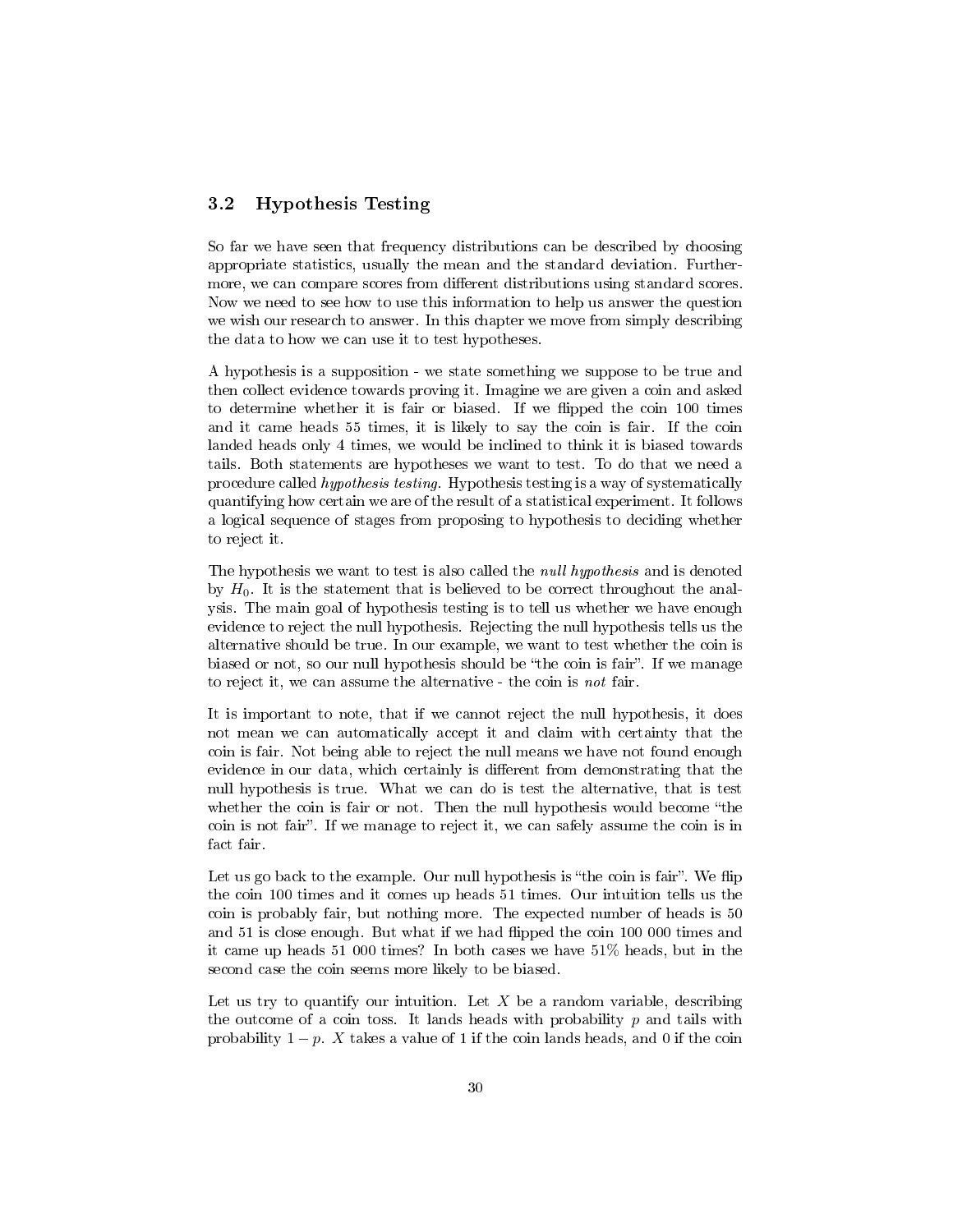## 3.2 Hypothesis Testing

So far we have seen that frequency distributions can be described by choosing appropriate statistics, usually the mean and the standard deviation. Furthermore, we can compare scores from different distributions using standard scores. Now we need to see how to use this information to help us answer the question we wish our research to answer. In this chapter we move from simply describing the data to how we can use it to test hypotheses.

A hypothesis is a supposition - we state something we suppose to be true and then collect evidence towards proving it. Imagine we are given a coin and asked to determine whether it is fair or biased. If we flipped the coin 100 times and it came heads 55 times, it is likely to say the coin is fair. If the coin landed heads only 4 times, we would be inclined to think it is biased towards tails. Both statements are hypotheses we want to test. To do that we need a procedure called *hypothesis testing*. Hypothesis testing is a way of systematically quantifying how certain we are of the result of a statistical experiment. It follows a logical sequence of stages from proposing to hypothesis to deciding whether to reject it.

The hypothesis we want to test is also called the *null hypothesis* and is denoted by $H_0$. It is the statement that is believed to be correct throughout the analysis. The main goal of hypothesis testing is to tell us whether we have enough evidence to reject the null hypothesis. Rejecting the null hypothesis tells us the alternative should be true. In our example, we want to test whether the coin is biased or not, so our null hypothesis should be "the coin is fair". If we manage to reject it, we can assume the alternative - the coin is *not* fair.

It is important to note, that if we cannot reject the null hypothesis, it does not mean we can automatically accept it and claim with certainty that the coin is fair. Not being able to reject the null means we have not found enough evidence in our data, which certainly is different from demonstrating that the null hypothesis is true. What we can do is test the alternative, that is test whether the coin is fair or not. Then the null hypothesis would become "the coin is not fair". If we manage to reject it, we can safely assume the coin is in fact fair.

Let us go back to the example. Our null hypothesis is "the coin is fair". We flip the coin 100 times and it comes up heads 51 times. Our intuition tells us the coin is probably fair, but nothing more. The expected number of heads is 50 and 51 is close enough. But what if we had flipped the coin 100 000 times and it came up heads 51 000 times? In both cases we have 51% heads, but in the second case the coin seems more likely to be biased.

Let us try to quantify our intuition. Let $X$ be a random variable, describing the outcome of a coin toss. It lands heads with probability $p$ and tails with probability $1 - p$. $X$ takes a value of 1 if the coin lands heads, and 0 if the coin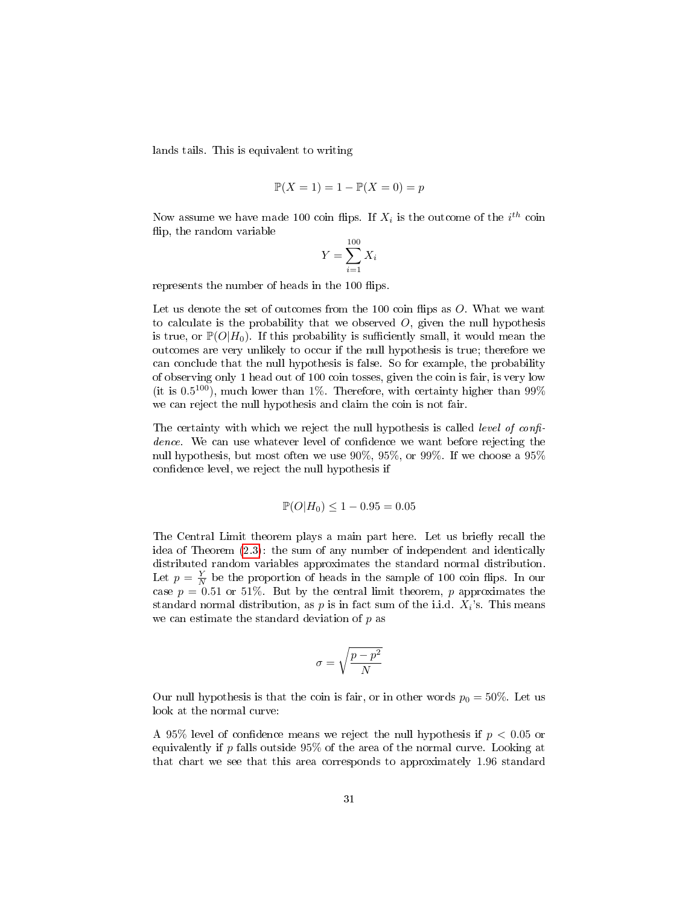lands tails. This is equivalent to writing

$$\mathbb{P}(X = 1) = 1 - \mathbb{P}(X = 0) = p$$

Now assume we have made 100 coin flips. If $X_i$ is the outcome of the $i^{th}$ coin flip, the random variable

$$Y = \sum_{i=1}^{100} X_i$$

represents the number of heads in the 100 flips.

Let us denote the set of outcomes from the 100 coin flips as $O$. What we want to calculate is the probability that we observed $O$, given the null hypothesis is true, or $\mathbb{P}(O|H_0)$. If this probability is sufficiently small, it would mean the outcomes are very unlikely to occur if the null hypothesis is true; therefore we can conclude that the null hypothesis is false. So for example, the probability of observing only 1 head out of 100 coin tosses, given the coin is fair, is very low (it is $0.5^{100}$), much lower than 1%. Therefore, with certainty higher than 99% we can reject the null hypothesis and claim the coin is not fair.

The certainty with which we reject the null hypothesis is called *level of confidence*. We can use whatever level of confidence we want before rejecting the null hypothesis, but most often we use 90%, 95%, or 99%. If we choose a 95% confidence level, we reject the null hypothesis if

$$\mathbb{P}(O|H_0) \leq 1 - 0.95 = 0.05$$

The Central Limit theorem plays a main part here. Let us briefly recall the idea of Theorem (2.3): the sum of any number of independent and identically distributed random variables approximates the standard normal distribution. Let $p = \frac{Y}{N}$ be the proportion of heads in the sample of 100 coin flips. In our case $p = 0.51$ or 51%. But by the central limit theorem, $p$ approximates the standard normal distribution, as $p$ is in fact sum of the i.i.d. $X_i$'s. This means we can estimate the standard deviation of $p$ as

$$\sigma = \sqrt{\frac{p - p^2}{N}}$$

Our null hypothesis is that the coin is fair, or in other words $p_0 = 50\%$. Let us look at the normal curve:

A 95% level of confidence means we reject the null hypothesis if $p < 0.05$ or equivalently if $p$ falls outside 95% of the area of the normal curve. Looking at that chart we see that this area corresponds to approximately 1.96 standard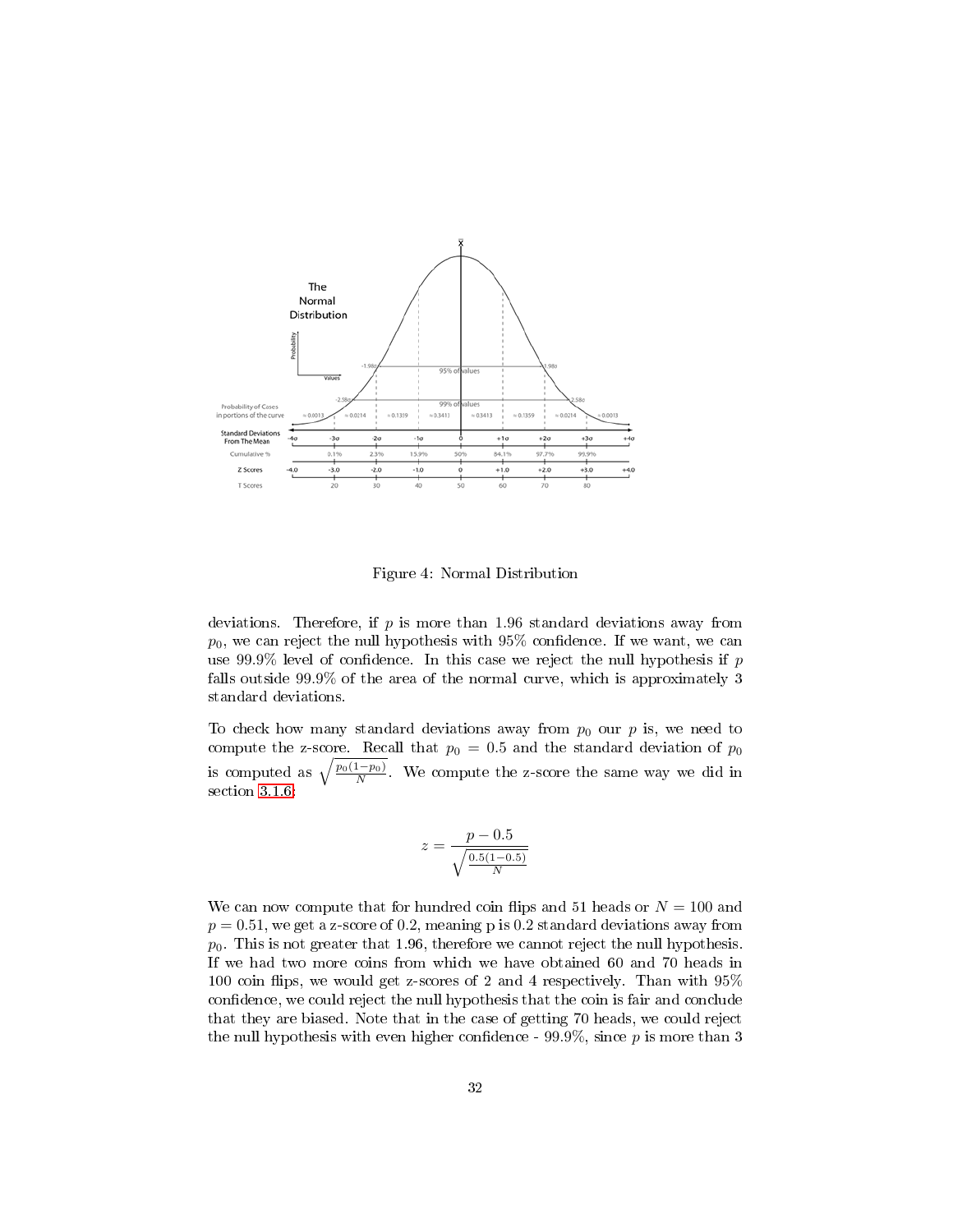Figure 4: Normal Distribution

deviations. Therefore, if $p$ is more than 1.96 standard deviations away from $p_0$, we can reject the null hypothesis with 95% confidence. If we want, we can use 99.9% level of confidence. In this case we reject the null hypothesis if $p$ falls outside 99.9% of the area of the normal curve, which is approximately 3 standard deviations.

To check how many standard deviations away from $p_0$ our $p$ is, we need to compute the z-score. Recall that $p_0 = 0.5$ and the standard deviation of $p_0$ is computed as $\sqrt{\frac{p_0(1-p_0)}{N}}$. We compute the z-score the same way we did in section 3.1.6:

$$z = \frac{p - 0.5}{\sqrt{\frac{0.5(1-0.5)}{N}}}$$

We can now compute that for hundred coin flips and 51 heads or $N = 100$ and $p = 0.51$, we get a z-score of 0.2, meaning p is 0.2 standard deviations away from $p_0$. This is not greater that 1.96, therefore we cannot reject the null hypothesis. If we had two more coins from which we have obtained 60 and 70 heads in 100 coin flips, we would get z-scores of 2 and 4 respectively. Than with 95% confidence, we could reject the null hypothesis that the coin is fair and conclude that they are biased. Note that in the case of getting 70 heads, we could reject the null hypothesis with even higher confidence - 99.9%, since $p$ is more than 3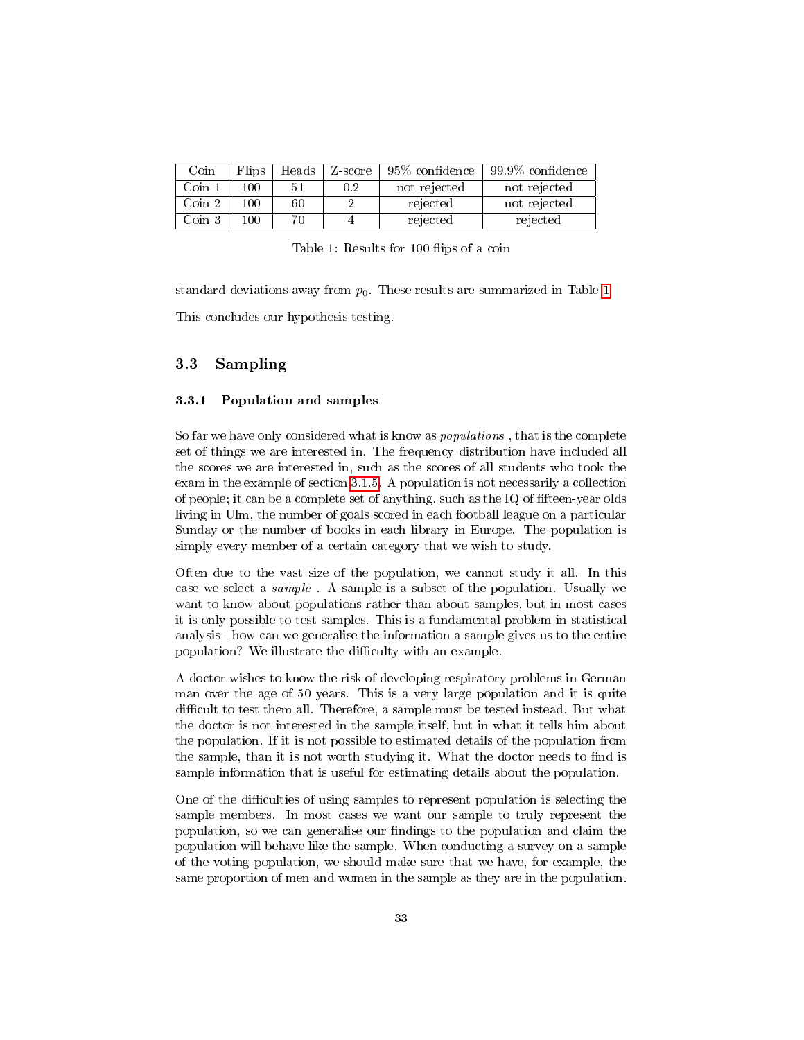| Coin | Flips | Heads | Z-score | 95% confidence | 99.9% confidence |
|---|---|---|---|---|---|
| Coin 1 | 100 | 51 | 0.2 | not rejected | not rejected |
| Coin 2 | 100 | 60 | 2 | rejected | not rejected |
| Coin 3 | 100 | 70 | 4 | rejected | rejected |

Table 1: Results for 100 flips of a coin

standard deviations away from $p_0$. These results are summarized in Table 1.

This concludes our hypothesis testing.

## 3.3 Sampling

### 3.3.1 Population and samples

So far we have only considered what is know as *populations* , that is the complete set of things we are interested in. The frequency distribution have included all the scores we are interested in, such as the scores of all students who took the exam in the example of section 3.1.5. A population is not necessarily a collection of people; it can be a complete set of anything, such as the IQ of fifteen-year olds living in Ulm, the number of goals scored in each football league on a particular Sunday or the number of books in each library in Europe. The population is simply every member of a certain category that we wish to study.

Often due to the vast size of the population, we cannot study it all. In this case we select a *sample* . A sample is a subset of the population. Usually we want to know about populations rather than about samples, but in most cases it is only possible to test samples. This is a fundamental problem in statistical analysis - how can we generalise the information a sample gives us to the entire population? We illustrate the difficulty with an example.

A doctor wishes to know the risk of developing respiratory problems in German man over the age of 50 years. This is a very large population and it is quite difficult to test them all. Therefore, a sample must be tested instead. But what the doctor is not interested in the sample itself, but in what it tells him about the population. If it is not possible to estimated details of the population from the sample, than it is not worth studying it. What the doctor needs to find is sample information that is useful for estimating details about the population.

One of the difficulties of using samples to represent population is selecting the sample members. In most cases we want our sample to truly represent the population, so we can generalise our findings to the population and claim the population will behave like the sample. When conducting a survey on a sample of the voting population, we should make sure that we have, for example, the same proportion of men and women in the sample as they are in the population.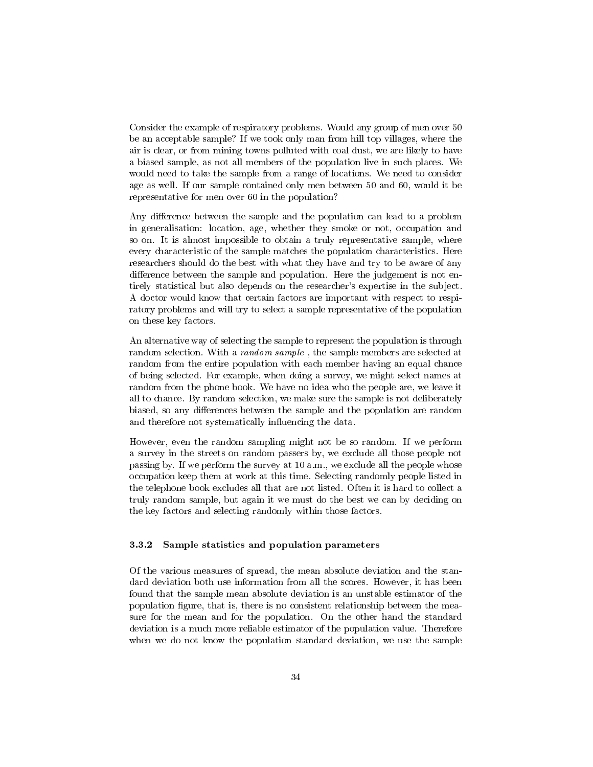Consider the example of respiratory problems. Would any group of men over 50 be an acceptable sample? If we took only man from hill top villages, where the air is clear, or from mining towns polluted with coal dust, we are likely to have a biased sample, as not all members of the population live in such places. We would need to take the sample from a range of locations. We need to consider age as well. If our sample contained only men between 50 and 60, would it be representative for men over 60 in the population?

Any difference between the sample and the population can lead to a problem in generalisation: location, age, whether they smoke or not, occupation and so on. It is almost impossible to obtain a truly representative sample, where every characteristic of the sample matches the population characteristics. Here researchers should do the best with what they have and try to be aware of any difference between the sample and population. Here the judgement is not entirely statistical but also depends on the researcher's expertise in the subject. A doctor would know that certain factors are important with respect to respiratory problems and will try to select a sample representative of the population on these key factors.

An alternative way of selecting the sample to represent the population is through random selection. With a *random sample* , the sample members are selected at random from the entire population with each member having an equal chance of being selected. For example, when doing a survey, we might select names at random from the phone book. We have no idea who the people are, we leave it all to chance. By random selection, we make sure the sample is not deliberately biased, so any differences between the sample and the population are random and therefore not systematically influencing the data.

However, even the random sampling might not be so random. If we perform a survey in the streets on random passers by, we exclude all those people not passing by. If we perform the survey at 10 a.m., we exclude all the people whose occupation keep them at work at this time. Selecting randomly people listed in the telephone book excludes all that are not listed. Often it is hard to collect a truly random sample, but again it we must do the best we can by deciding on the key factors and selecting randomly within those factors.

### 3.3.2 Sample statistics and population parameters

Of the various measures of spread, the mean absolute deviation and the standard deviation both use information from all the scores. However, it has been found that the sample mean absolute deviation is an unstable estimator of the population figure, that is, there is no consistent relationship between the measure for the mean and for the population. On the other hand the standard deviation is a much more reliable estimator of the population value. Therefore when we do not know the population standard deviation, we use the sample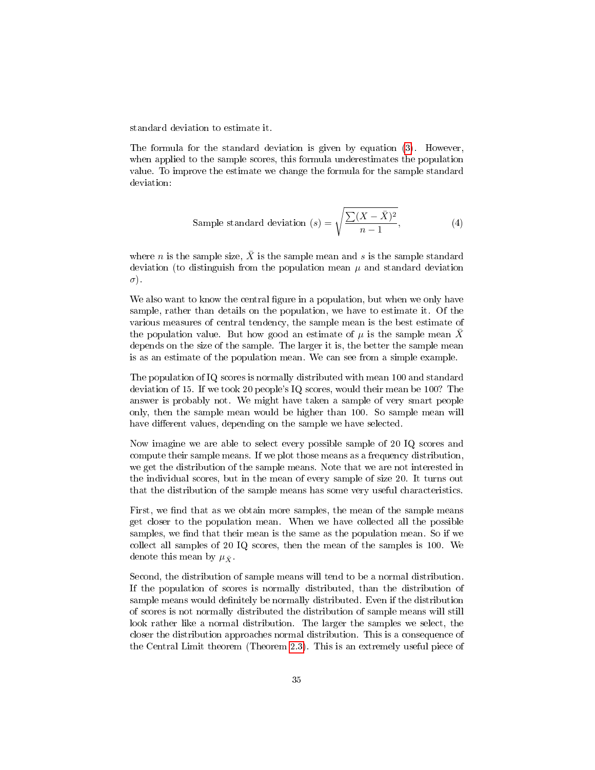standard deviation to estimate it.

The formula for the standard deviation is given by equation (3). However, when applied to the sample scores, this formula underestimates the population value. To improve the estimate we change the formula for the sample standard deviation:

$$\text{Sample standard deviation } (s) = \sqrt{\frac{\sum(X - \bar{X})^2}{n-1}}, \tag{4}$$

where $n$ is the sample size, $\bar{X}$ is the sample mean and $s$ is the sample standard deviation (to distinguish from the population mean $\mu$ and standard deviation $\sigma$).

We also want to know the central figure in a population, but when we only have sample, rather than details on the population, we have to estimate it. Of the various measures of central tendency, the sample mean is the best estimate of the population value. But how good an estimate of $\mu$ is the sample mean $\bar{X}$ depends on the size of the sample. The larger it is, the better the sample mean is as an estimate of the population mean. We can see from a simple example.

The population of IQ scores is normally distributed with mean 100 and standard deviation of 15. If we took 20 people's IQ scores, would their mean be 100? The answer is probably not. We might have taken a sample of very smart people only, then the sample mean would be higher than 100. So sample mean will have different values, depending on the sample we have selected.

Now imagine we are able to select every possible sample of 20 IQ scores and compute their sample means. If we plot those means as a frequency distribution, we get the distribution of the sample means. Note that we are not interested in the individual scores, but in the mean of every sample of size 20. It turns out that the distribution of the sample means has some very useful characteristics.

First, we find that as we obtain more samples, the mean of the sample means get closer to the population mean. When we have collected all the possible samples, we find that their mean is the same as the population mean. So if we collect all samples of 20 IQ scores, then the mean of the samples is 100. We denote this mean by $\mu_{\bar{X}}$.

Second, the distribution of sample means will tend to be a normal distribution. If the population of scores is normally distributed, than the distribution of sample means would definitely be normally distributed. Even if the distribution of scores is not normally distributed the distribution of sample means will still look rather like a normal distribution. The larger the samples we select, the closer the distribution approaches normal distribution. This is a consequence of the Central Limit theorem (Theorem 2.3). This is an extremely useful piece of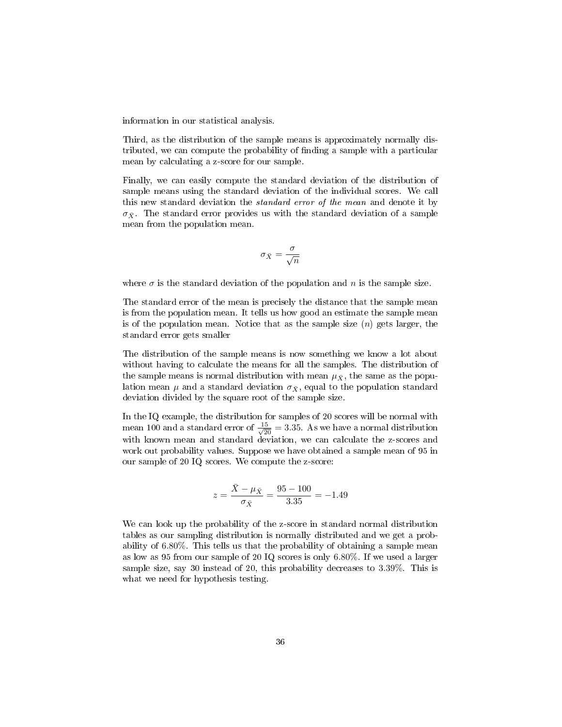information in our statistical analysis.

Third, as the distribution of the sample means is approximately normally distributed, we can compute the probability of finding a sample with a particular mean by calculating a z-score for our sample.

Finally, we can easily compute the standard deviation of the distribution of sample means using the standard deviation of the individual scores. We call this new standard deviation the *standard error of the mean* and denote it by $\sigma_{\bar{X}}$. The standard error provides us with the standard deviation of a sample mean from the population mean.

$$\sigma_{\bar{X}} = \frac{\sigma}{\sqrt{n}}$$

where $\sigma$ is the standard deviation of the population and $n$ is the sample size.

The standard error of the mean is precisely the distance that the sample mean is from the population mean. It tells us how good an estimate the sample mean is of the population mean. Notice that as the sample size ($n$) gets larger, the standard error gets smaller

The distribution of the sample means is now something we know a lot about without having to calculate the means for all the samples. The distribution of the sample means is normal distribution with mean $\mu_{\bar{X}}$, the same as the population mean $\mu$ and a standard deviation $\sigma_{\bar{X}}$, equal to the population standard deviation divided by the square root of the sample size.

In the IQ example, the distribution for samples of 20 scores will be normal with mean 100 and a standard error of $\frac{15}{\sqrt{20}} = 3.35$. As we have a normal distribution with known mean and standard deviation, we can calculate the z-scores and work out probability values. Suppose we have obtained a sample mean of 95 in our sample of 20 IQ scores. We compute the z-score:

$$z = \frac{\bar{X} - \mu_{\bar{X}}}{\sigma_{\bar{X}}} = \frac{95 - 100}{3.35} = -1.49$$

We can look up the probability of the z-score in standard normal distribution tables as our sampling distribution is normally distributed and we get a probability of 6.80%. This tells us that the probability of obtaining a sample mean as low as 95 from our sample of 20 IQ scores is only 6.80%. If we used a larger sample size, say 30 instead of 20, this probability decreases to 3.39%. This is what we need for hypothesis testing.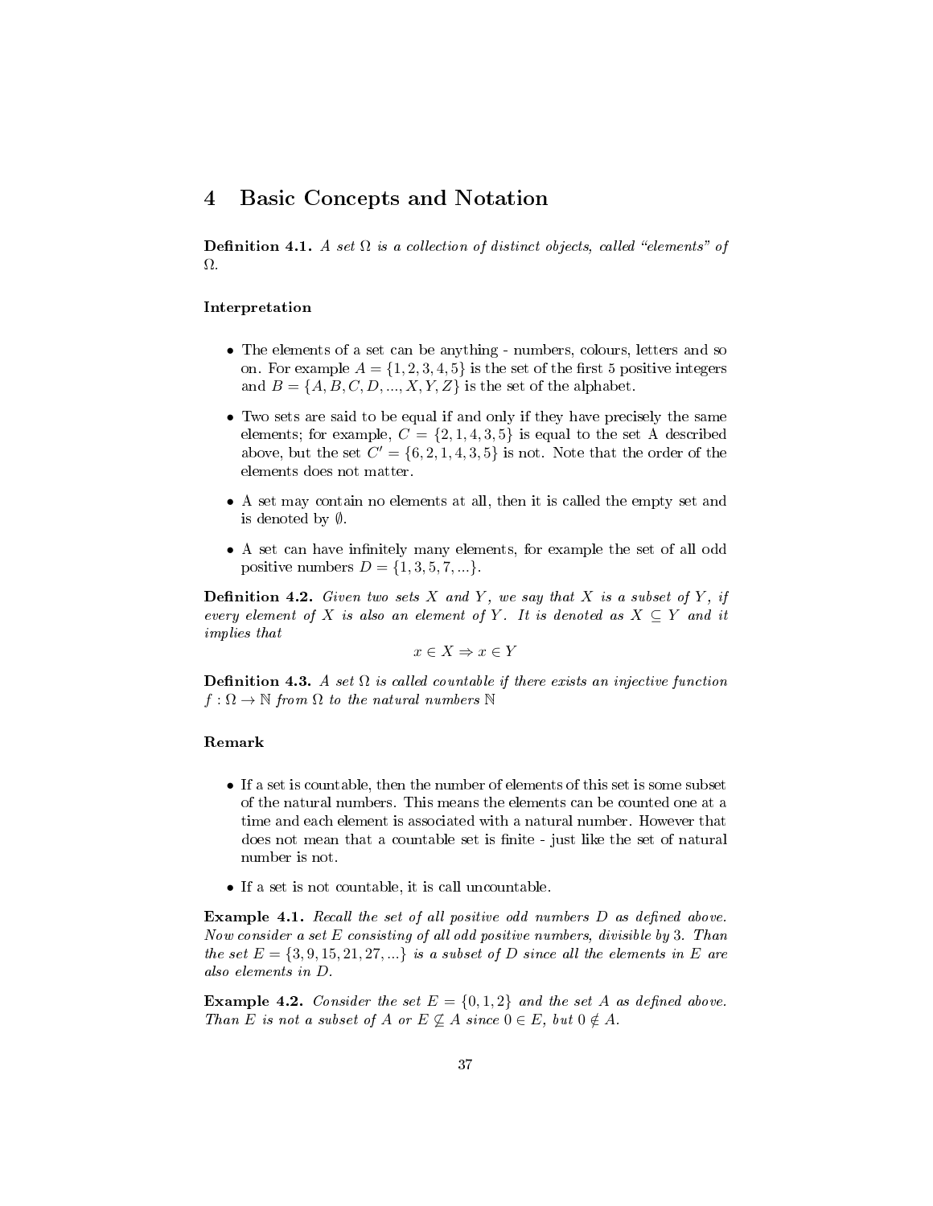# 4 Basic Concepts and Notation

**Definition 4.1.** *A set $\Omega$ is a collection of distinct objects, called "elements" of $\Omega$.*

### Interpretation

- The elements of a set can be anything - numbers, colours, letters and so on. For example $A = \{1, 2, 3, 4, 5\}$ is the set of the first 5 positive integers and $B = \{A, B, C, D, ..., X, Y, Z\}$ is the set of the alphabet.
- Two sets are said to be equal if and only if they have precisely the same elements; for example, $C = \{2, 1, 4, 3, 5\}$ is equal to the set A described above, but the set $C' = \{6, 2, 1, 4, 3, 5\}$ is not. Note that the order of the elements does not matter.
- A set may contain no elements at all, then it is called the empty set and is denoted by $\emptyset$.
- A set can have infinitely many elements, for example the set of all odd positive numbers $D = \{1, 3, 5, 7, ...\}$.

**Definition 4.2.** *Given two sets $X$ and $Y$, we say that $X$ is a subset of $Y$, if every element of $X$ is also an element of $Y$. It is denoted as $X \subseteq Y$ and it implies that*

$$x \in X \Rightarrow x \in Y$$

**Definition 4.3.** *A set $\Omega$ is called countable if there exists an injective function $f : \Omega \to \mathbb{N}$ from $\Omega$ to the natural numbers $\mathbb{N}$*

### Remark

- If a set is countable, then the number of elements of this set is some subset of the natural numbers. This means the elements can be counted one at a time and each element is associated with a natural number. However that does not mean that a countable set is finite - just like the set of natural number is not.
- If a set is not countable, it is call uncountable.

**Example 4.1.** *Recall the set of all positive odd numbers $D$ as defined above. Now consider a set $E$ consisting of all odd positive numbers, divisible by 3. Than the set $E = \{3, 9, 15, 21, 27, ...\}$ is a subset of $D$ since all the elements in $E$ are also elements in $D$.*

**Example 4.2.** *Consider the set $E = \{0, 1, 2\}$ and the set $A$ as defined above. Than $E$ is not a subset of $A$ or $E \not\subseteq A$ since $0 \in E$, but $0 \notin A$.*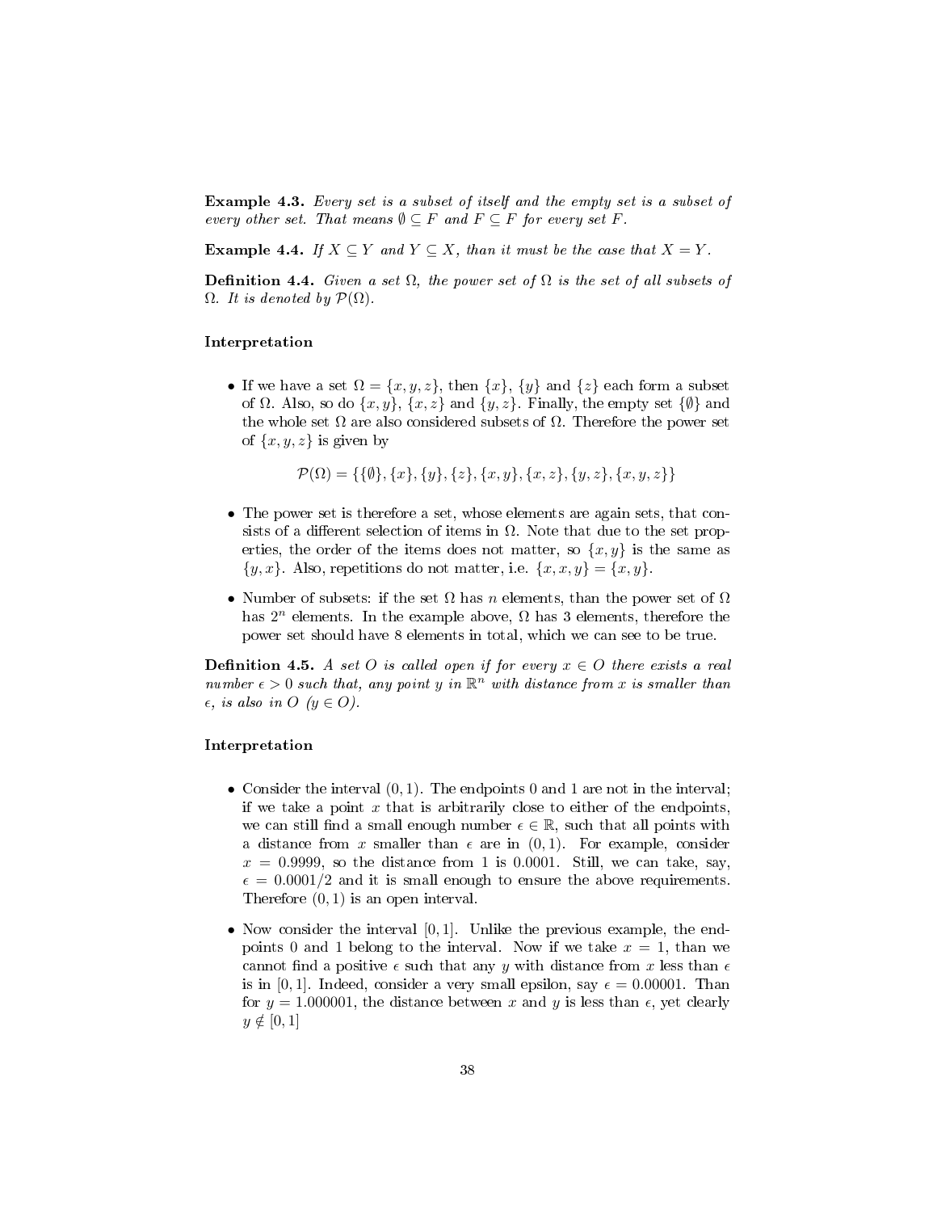**Example 4.3.** *Every set is a subset of itself and the empty set is a subset of every other set. That means $\emptyset \subseteq F$ and $F \subseteq F$ for every set $F$.*

**Example 4.4.** *If $X \subseteq Y$ and $Y \subseteq X$, than it must be the case that $X = Y$.*

**Definition 4.4.** *Given a set $\Omega$, the power set of $\Omega$ is the set of all subsets of $\Omega$. It is denoted by $\mathcal{P}(\Omega)$.*

**Interpretation**

- If we have a set $\Omega = \{x, y, z\}$, then $\{x\}$, $\{y\}$ and $\{z\}$ each form a subset of $\Omega$. Also, so do $\{x, y\}$, $\{x, z\}$ and $\{y, z\}$. Finally, the empty set $\{\emptyset\}$ and the whole set $\Omega$ are also considered subsets of $\Omega$. Therefore the power set of $\{x, y, z\}$ is given by

$$\mathcal{P}(\Omega) = \{\{\emptyset\}, \{x\}, \{y\}, \{z\}, \{x, y\}, \{x, z\}, \{y, z\}, \{x, y, z\}\}$$

- The power set is therefore a set, whose elements are again sets, that consists of a different selection of items in $\Omega$. Note that due to the set properties, the order of the items does not matter, so $\{x, y\}$ is the same as $\{y, x\}$. Also, repetitions do not matter, i.e. $\{x, x, y\} = \{x, y\}$.

- Number of subsets: if the set $\Omega$ has $n$ elements, than the power set of $\Omega$ has $2^n$ elements. In the example above, $\Omega$ has 3 elements, therefore the power set should have 8 elements in total, which we can see to be true.

**Definition 4.5.** *A set $O$ is called open if for every $x \in O$ there exists a real number $\epsilon > 0$ such that, any point $y$ in $\mathbb{R}^n$ with distance from $x$ is smaller than $\epsilon$, is also in $O$ ($y \in O$).*

**Interpretation**

- Consider the interval $(0, 1)$. The endpoints 0 and 1 are not in the interval; if we take a point $x$ that is arbitrarily close to either of the endpoints, we can still find a small enough number $\epsilon \in \mathbb{R}$, such that all points with a distance from $x$ smaller than $\epsilon$ are in $(0, 1)$. For example, consider $x = 0.9999$, so the distance from 1 is $0.0001$. Still, we can take, say, $\epsilon = 0.0001/2$ and it is small enough to ensure the above requirements. Therefore $(0, 1)$ is an open interval.

- Now consider the interval $[0, 1]$. Unlike the previous example, the endpoints 0 and 1 belong to the interval. Now if we take $x = 1$, than we cannot find a positive $\epsilon$ such that any $y$ with distance from $x$ less than $\epsilon$ is in $[0, 1]$. Indeed, consider a very small epsilon, say $\epsilon = 0.00001$. Than for $y = 1.000001$, the distance between $x$ and $y$ is less than $\epsilon$, yet clearly $y \notin [0, 1]$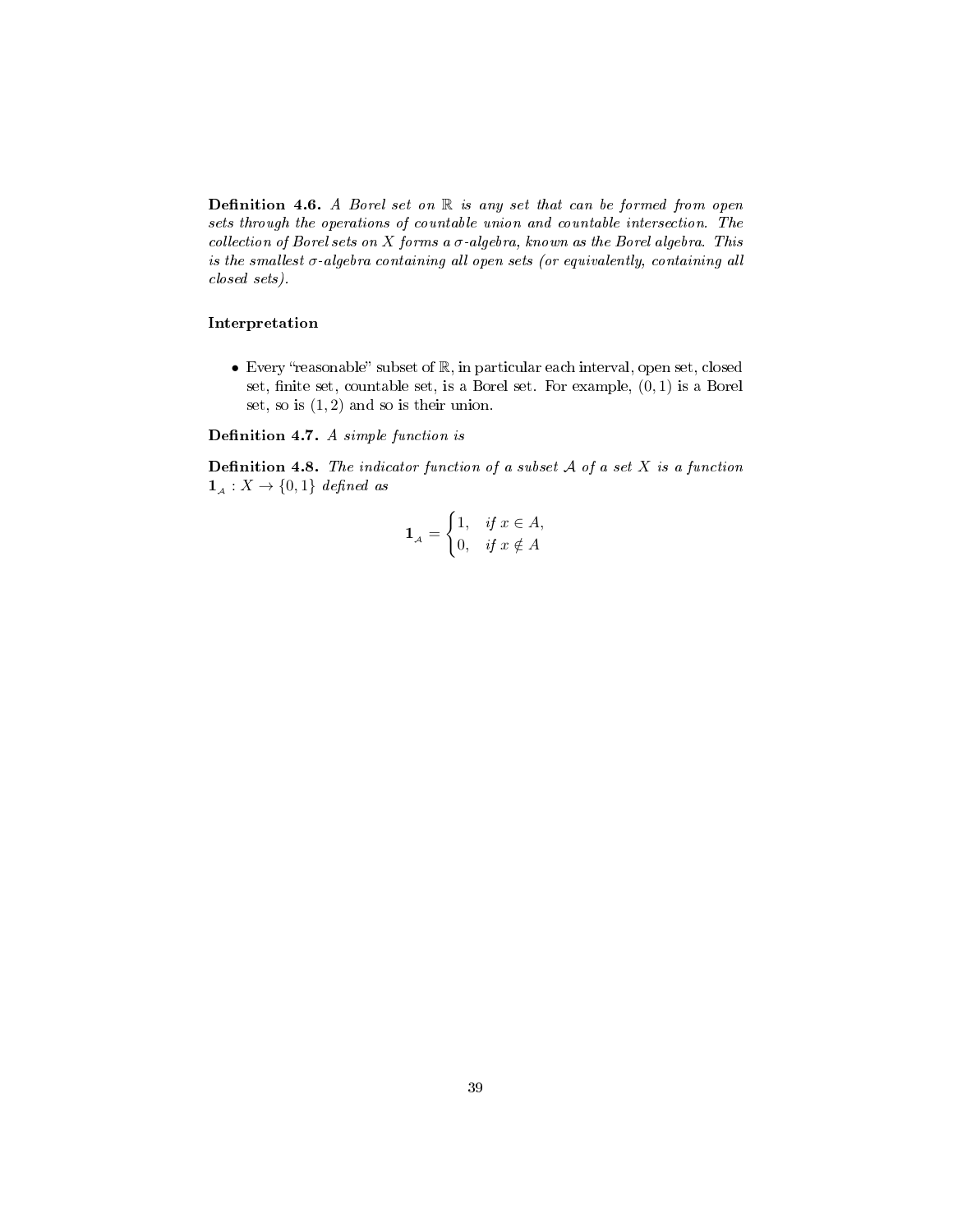**Definition 4.6.** *A Borel set on $\mathbb{R}$ is any set that can be formed from open sets through the operations of countable union and countable intersection. The collection of Borel sets on $X$ forms a $\sigma$-algebra, known as the Borel algebra. This is the smallest $\sigma$-algebra containing all open sets (or equivalently, containing all closed sets).*

### Interpretation

- Every "reasonable" subset of $\mathbb{R}$, in particular each interval, open set, closed set, finite set, countable set, is a Borel set. For example, $(0, 1)$ is a Borel set, so is $(1, 2)$ and so is their union.

**Definition 4.7.** *A simple function is*

**Definition 4.8.** *The indicator function of a subset $\mathcal{A}$ of a set $X$ is a function $\mathbf{1}_{\mathcal{A}} : X \to \{0, 1\}$ defined as*

$$\mathbf{1}_{\mathcal{A}} = \begin{cases} 1, & \text{if } x \in A, \\ 0, & \text{if } x \notin A \end{cases}$$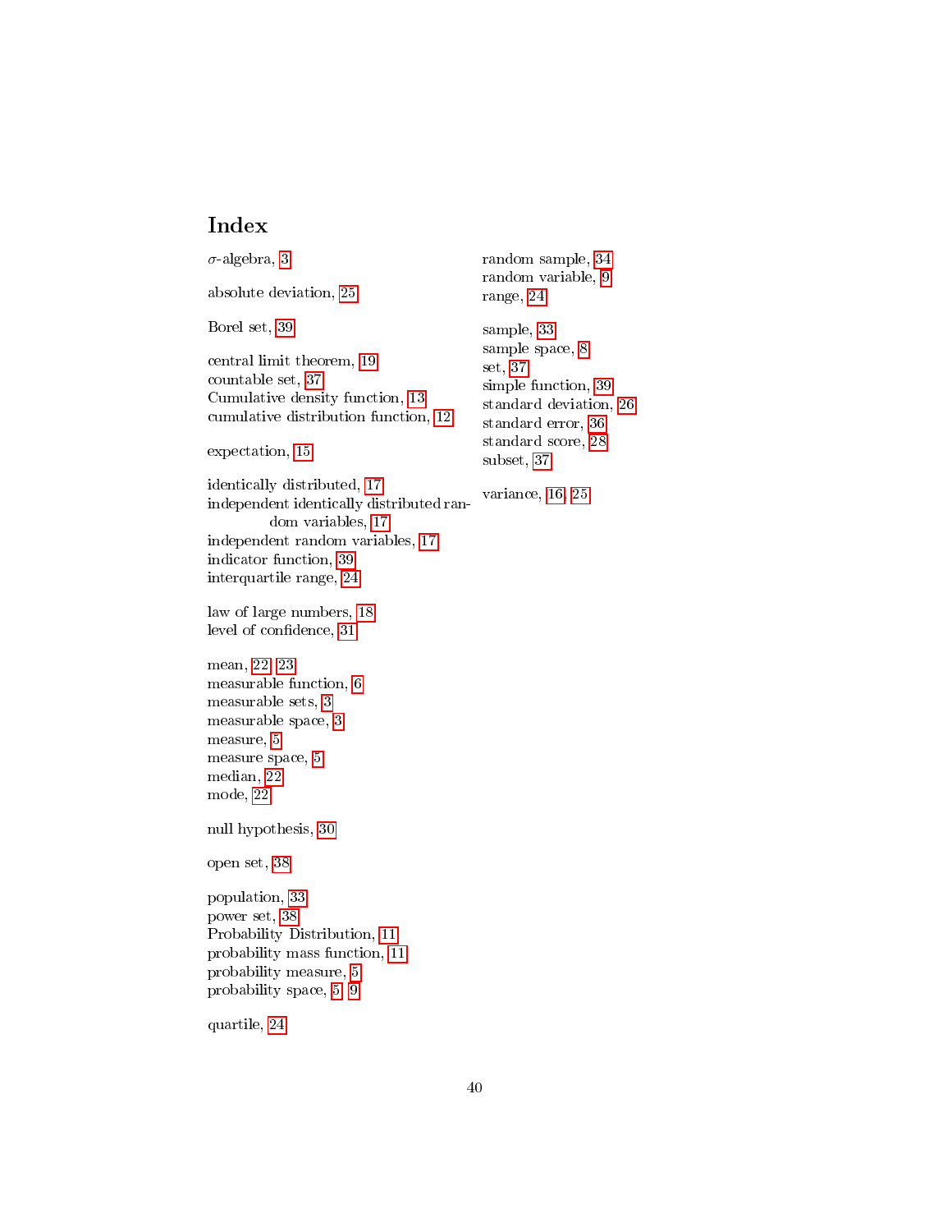# Index

$\sigma$-algebra, 3

absolute deviation, 25

Borel set, 39

central limit theorem, 19
countable set, 37
Cumulative density function, 13
cumulative distribution function, 12

expectation, 15

identically distributed, 17
independent identically distributed random variables, 17
independent random variables, 17
indicator function, 39
interquartile range, 24

law of large numbers, 18
level of confidence, 31

mean, 22, 23
measurable function, 6
measurable sets, 3
measurable space, 3
measure, 5
measure space, 5
median, 22
mode, 22

null hypothesis, 30

open set, 38

population, 33
power set, 38
Probability Distribution, 11
probability mass function, 11
probability measure, 5
probability space, 5, 9

quartile, 24

random sample, 34
random variable, 9
range, 24

sample, 33
sample space, 8
set, 37
simple function, 39
standard deviation, 26
standard error, 36
standard score, 28
subset, 37

variance, 16, 25